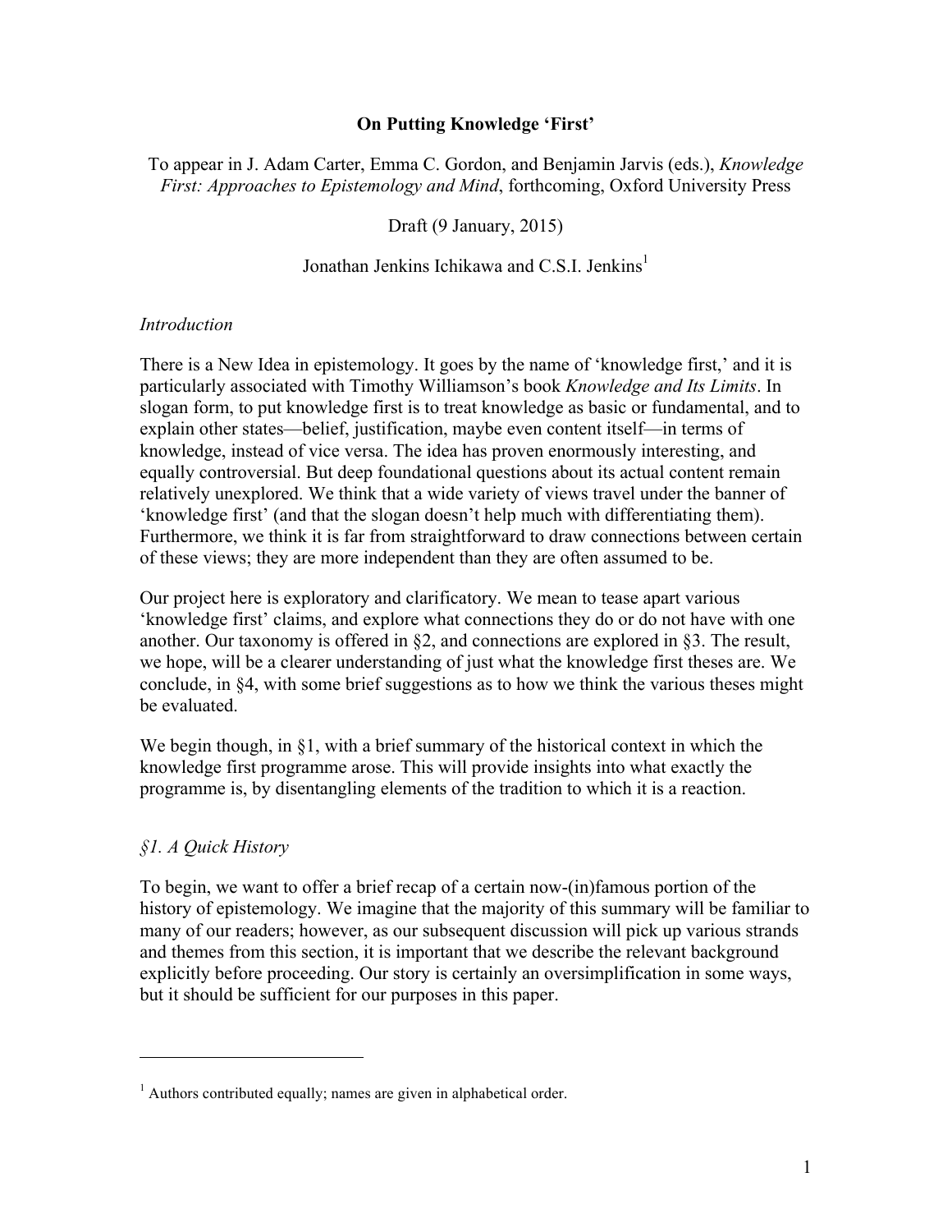# On Putting Knowledge 'First'

To appear in J. Adam Carter, Emma C. Gordon, and Benjamin Jarvis (eds.), *Knowledge First: Approaches to Epistemology and Mind*, forthcoming, Oxford University Press

Draft (9 January, 2015)

Jonathan Jenkins Ichikawa and C.S.I. Jenkins[1]

## *Introduction*

There is a New Idea in epistemology. It goes by the name of 'knowledge first,' and it is particularly associated with Timothy Williamson's book *Knowledge and Its Limits*. In slogan form, to put knowledge first is to treat knowledge as basic or fundamental, and to explain other states—belief, justification, maybe even content itself—in terms of knowledge, instead of vice versa. The idea has proven enormously interesting, and equally controversial. But deep foundational questions about its actual content remain relatively unexplored. We think that a wide variety of views travel under the banner of 'knowledge first' (and that the slogan doesn't help much with differentiating them). Furthermore, we think it is far from straightforward to draw connections between certain of these views; they are more independent than they are often assumed to be.

Our project here is exploratory and clarificatory. We mean to tease apart various 'knowledge first' claims, and explore what connections they do or do not have with one another. Our taxonomy is offered in §2, and connections are explored in §3. The result, we hope, will be a clearer understanding of just what the knowledge first theses are. We conclude, in §4, with some brief suggestions as to how we think the various theses might be evaluated.

We begin though, in §1, with a brief summary of the historical context in which the knowledge first programme arose. This will provide insights into what exactly the programme is, by disentangling elements of the tradition to which it is a reaction.

## *§1. A Quick History*

To begin, we want to offer a brief recap of a certain now-(in)famous portion of the history of epistemology. We imagine that the majority of this summary will be familiar to many of our readers; however, as our subsequent discussion will pick up various strands and themes from this section, it is important that we describe the relevant background explicitly before proceeding. Our story is certainly an oversimplification in some ways, but it should be sufficient for our purposes in this paper.

---

[1] Authors contributed equally; names are given in alphabetical order.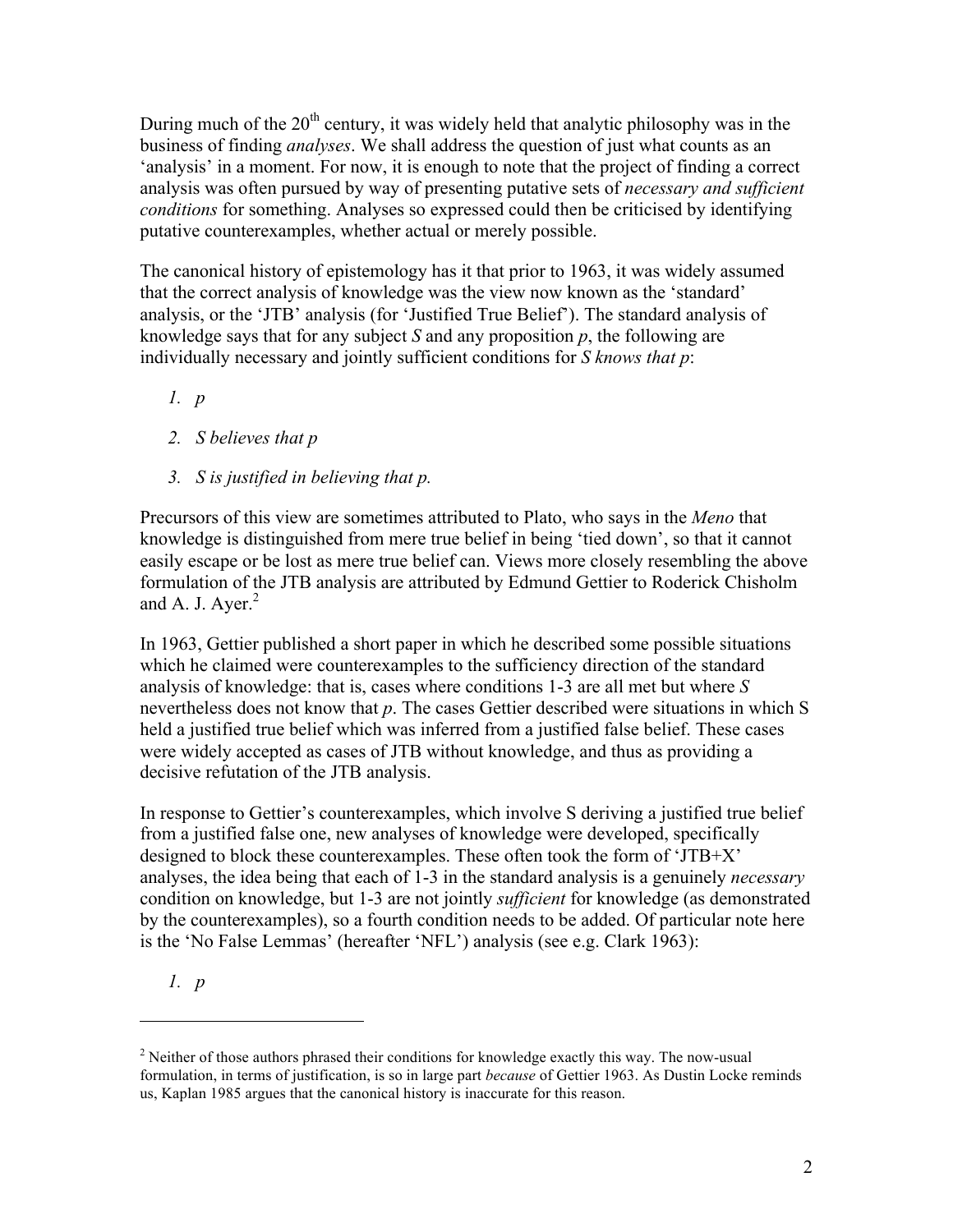During much of the 20th century, it was widely held that analytic philosophy was in the business of finding *analyses*. We shall address the question of just what counts as an 'analysis' in a moment. For now, it is enough to note that the project of finding a correct analysis was often pursued by way of presenting putative sets of *necessary and sufficient conditions* for something. Analyses so expressed could then be criticised by identifying putative counterexamples, whether actual or merely possible.

The canonical history of epistemology has it that prior to 1963, it was widely assumed that the correct analysis of knowledge was the view now known as the 'standard' analysis, or the 'JTB' analysis (for 'Justified True Belief'). The standard analysis of knowledge says that for any subject *S* and any proposition *p*, the following are individually necessary and jointly sufficient conditions for *S knows that p*:

1. *p*
2. *S believes that p*
3. *S is justified in believing that p.*

Precursors of this view are sometimes attributed to Plato, who says in the *Meno* that knowledge is distinguished from mere true belief in being 'tied down', so that it cannot easily escape or be lost as mere true belief can. Views more closely resembling the above formulation of the JTB analysis are attributed by Edmund Gettier to Roderick Chisholm and A. J. Ayer.[2]

In 1963, Gettier published a short paper in which he described some possible situations which he claimed were counterexamples to the sufficiency direction of the standard analysis of knowledge: that is, cases where conditions 1-3 are all met but where *S* nevertheless does not know that *p*. The cases Gettier described were situations in which S held a justified true belief which was inferred from a justified false belief. These cases were widely accepted as cases of JTB without knowledge, and thus as providing a decisive refutation of the JTB analysis.

In response to Gettier's counterexamples, which involve S deriving a justified true belief from a justified false one, new analyses of knowledge were developed, specifically designed to block these counterexamples. These often took the form of 'JTB+X' analyses, the idea being that each of 1-3 in the standard analysis is a genuinely *necessary* condition on knowledge, but 1-3 are not jointly *sufficient* for knowledge (as demonstrated by the counterexamples), so a fourth condition needs to be added. Of particular note here is the 'No False Lemmas' (hereafter 'NFL') analysis (see e.g. Clark 1963):

1. *p*

---

[2] Neither of those authors phrased their conditions for knowledge exactly this way. The now-usual formulation, in terms of justification, is so in large part *because* of Gettier 1963. As Dustin Locke reminds us, Kaplan 1985 argues that the canonical history is inaccurate for this reason.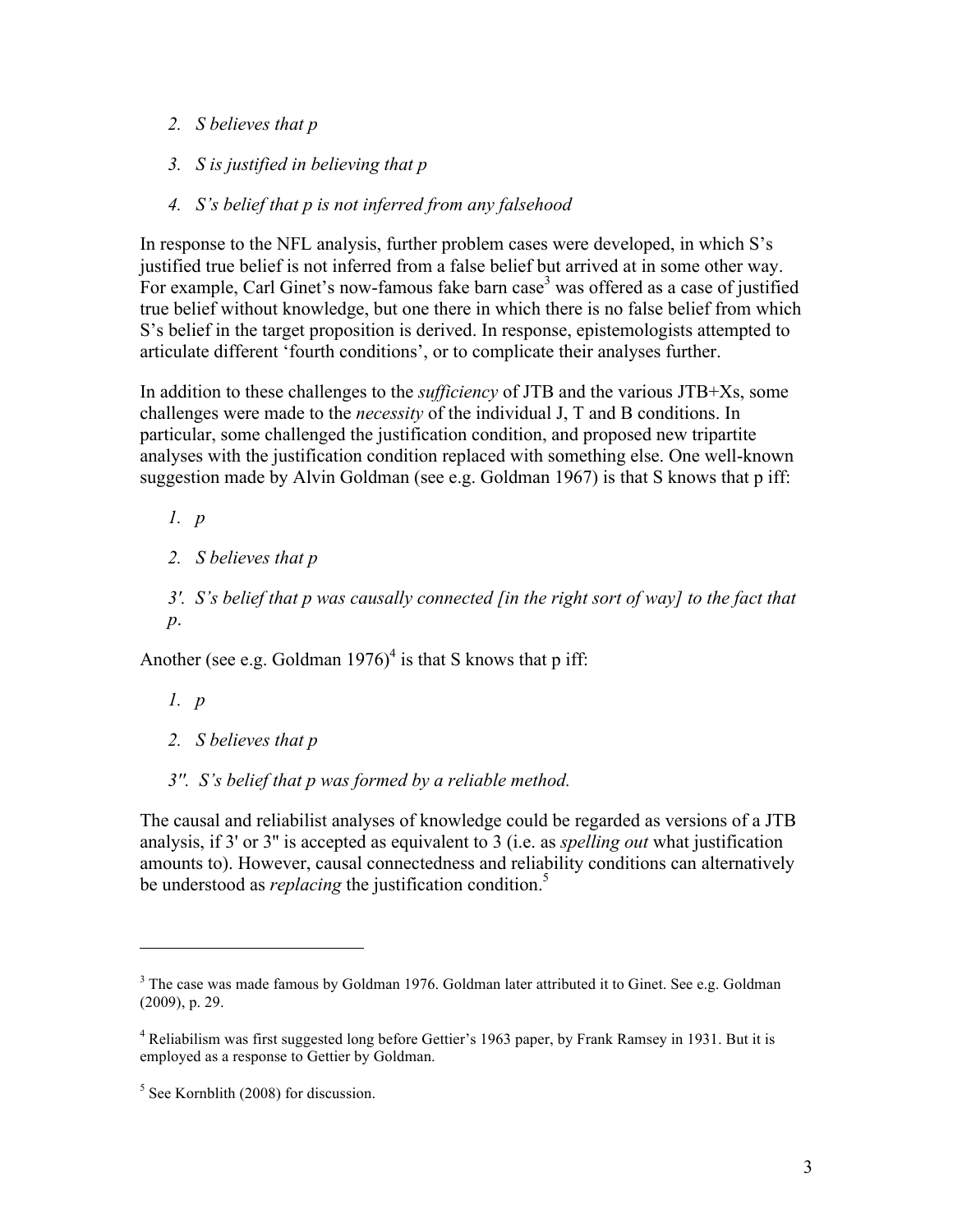*2. S believes that p*

*3. S is justified in believing that p*

*4. S's belief that p is not inferred from any falsehood*

In response to the NFL analysis, further problem cases were developed, in which S's justified true belief is not inferred from a false belief but arrived at in some other way. For example, Carl Ginet's now-famous fake barn case[3] was offered as a case of justified true belief without knowledge, but one there in which there is no false belief from which S's belief in the target proposition is derived. In response, epistemologists attempted to articulate different 'fourth conditions', or to complicate their analyses further.

In addition to these challenges to the *sufficiency* of JTB and the various JTB+Xs, some challenges were made to the *necessity* of the individual J, T and B conditions. In particular, some challenged the justification condition, and proposed new tripartite analyses with the justification condition replaced with something else. One well-known suggestion made by Alvin Goldman (see e.g. Goldman 1967) is that S knows that p iff:

*1. p*

*2. S believes that p*

*3'. S's belief that p was causally connected [in the right sort of way] to the fact that p.*

Another (see e.g. Goldman 1976)[4] is that S knows that p iff:

*1. p*

*2. S believes that p*

*3''. S's belief that p was formed by a reliable method.*

The causal and reliabilist analyses of knowledge could be regarded as versions of a JTB analysis, if 3' or 3'' is accepted as equivalent to 3 (i.e. as *spelling out* what justification amounts to). However, causal connectedness and reliability conditions can alternatively be understood as *replacing* the justification condition.[5]

---

[3] The case was made famous by Goldman 1976. Goldman later attributed it to Ginet. See e.g. Goldman (2009), p. 29.

[4] Reliabilism was first suggested long before Gettier's 1963 paper, by Frank Ramsey in 1931. But it is employed as a response to Gettier by Goldman.

[5] See Kornblith (2008) for discussion.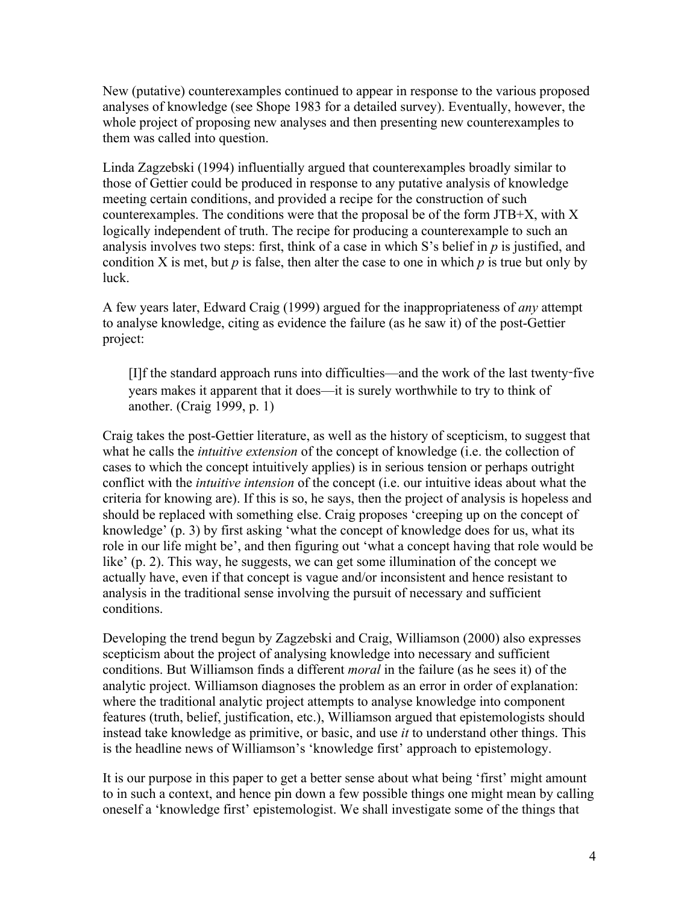New (putative) counterexamples continued to appear in response to the various proposed analyses of knowledge (see Shope 1983 for a detailed survey). Eventually, however, the whole project of proposing new analyses and then presenting new counterexamples to them was called into question.

Linda Zagzebski (1994) influentially argued that counterexamples broadly similar to those of Gettier could be produced in response to any putative analysis of knowledge meeting certain conditions, and provided a recipe for the construction of such counterexamples. The conditions were that the proposal be of the form JTB+X, with X logically independent of truth. The recipe for producing a counterexample to such an analysis involves two steps: first, think of a case in which S's belief in *p* is justified, and condition X is met, but *p* is false, then alter the case to one in which *p* is true but only by luck.

A few years later, Edward Craig (1999) argued for the inappropriateness of *any* attempt to analyse knowledge, citing as evidence the failure (as he saw it) of the post-Gettier project:

> [I]f the standard approach runs into difficulties—and the work of the last twenty-five years makes it apparent that it does—it is surely worthwhile to try to think of another. (Craig 1999, p. 1)

Craig takes the post-Gettier literature, as well as the history of scepticism, to suggest that what he calls the *intuitive extension* of the concept of knowledge (i.e. the collection of cases to which the concept intuitively applies) is in serious tension or perhaps outright conflict with the *intuitive intension* of the concept (i.e. our intuitive ideas about what the criteria for knowing are). If this is so, he says, then the project of analysis is hopeless and should be replaced with something else. Craig proposes 'creeping up on the concept of knowledge' (p. 3) by first asking 'what the concept of knowledge does for us, what its role in our life might be', and then figuring out 'what a concept having that role would be like' (p. 2). This way, he suggests, we can get some illumination of the concept we actually have, even if that concept is vague and/or inconsistent and hence resistant to analysis in the traditional sense involving the pursuit of necessary and sufficient conditions.

Developing the trend begun by Zagzebski and Craig, Williamson (2000) also expresses scepticism about the project of analysing knowledge into necessary and sufficient conditions. But Williamson finds a different *moral* in the failure (as he sees it) of the analytic project. Williamson diagnoses the problem as an error in order of explanation: where the traditional analytic project attempts to analyse knowledge into component features (truth, belief, justification, etc.), Williamson argued that epistemologists should instead take knowledge as primitive, or basic, and use *it* to understand other things. This is the headline news of Williamson's 'knowledge first' approach to epistemology.

It is our purpose in this paper to get a better sense about what being 'first' might amount to in such a context, and hence pin down a few possible things one might mean by calling oneself a 'knowledge first' epistemologist. We shall investigate some of the things that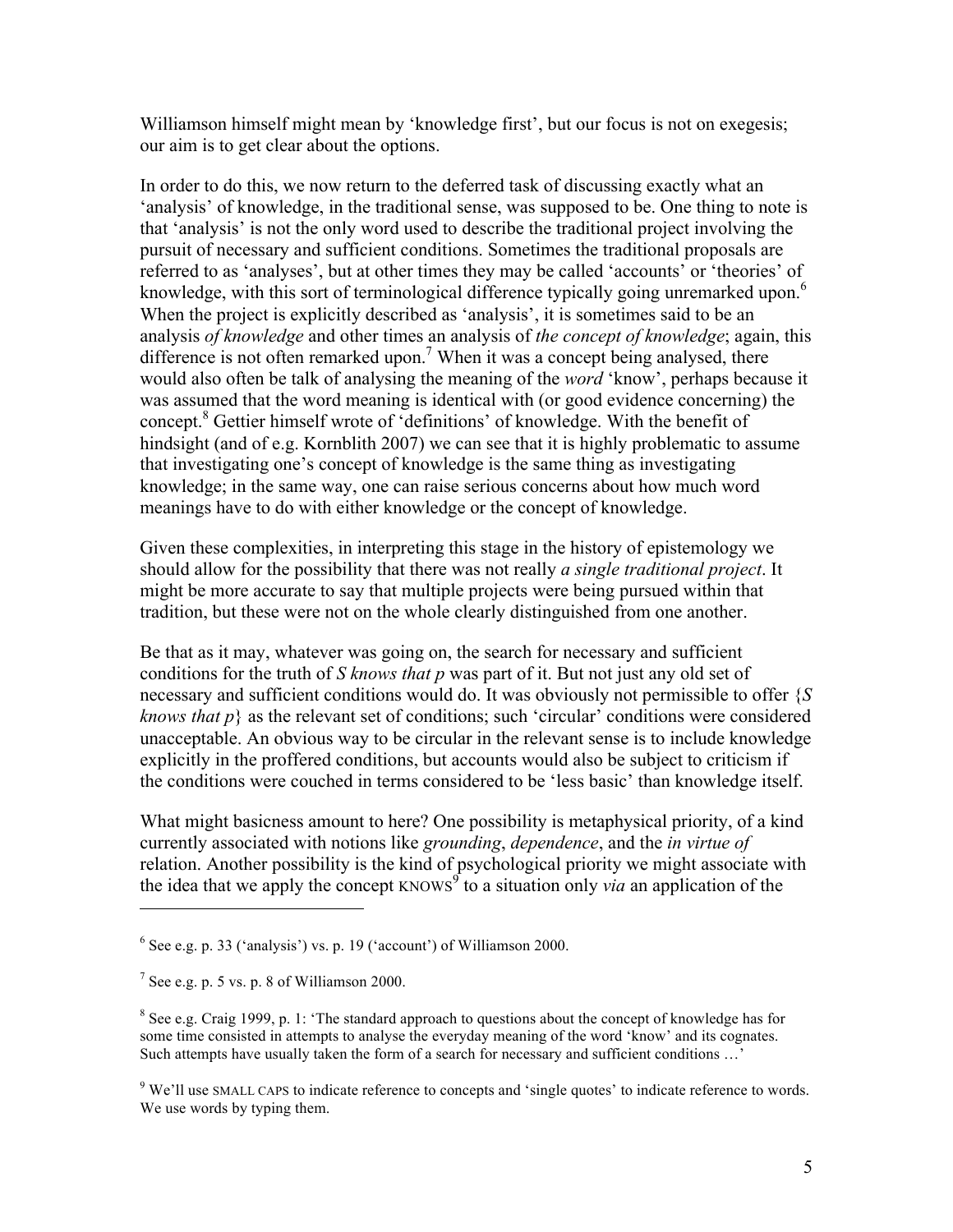Williamson himself might mean by 'knowledge first', but our focus is not on exegesis; our aim is to get clear about the options.

In order to do this, we now return to the deferred task of discussing exactly what an 'analysis' of knowledge, in the traditional sense, was supposed to be. One thing to note is that 'analysis' is not the only word used to describe the traditional project involving the pursuit of necessary and sufficient conditions. Sometimes the traditional proposals are referred to as 'analyses', but at other times they may be called 'accounts' or 'theories' of knowledge, with this sort of terminological difference typically going unremarked upon.[6] When the project is explicitly described as 'analysis', it is sometimes said to be an analysis *of knowledge* and other times an analysis of *the concept of knowledge*; again, this difference is not often remarked upon.[7] When it was a concept being analysed, there would also often be talk of analysing the meaning of the *word* 'know', perhaps because it was assumed that the word meaning is identical with (or good evidence concerning) the concept.[8] Gettier himself wrote of 'definitions' of knowledge. With the benefit of hindsight (and of e.g. Kornblith 2007) we can see that it is highly problematic to assume that investigating one's concept of knowledge is the same thing as investigating knowledge; in the same way, one can raise serious concerns about how much word meanings have to do with either knowledge or the concept of knowledge.

Given these complexities, in interpreting this stage in the history of epistemology we should allow for the possibility that there was not really *a single traditional project*. It might be more accurate to say that multiple projects were being pursued within that tradition, but these were not on the whole clearly distinguished from one another.

Be that as it may, whatever was going on, the search for necessary and sufficient conditions for the truth of *S knows that p* was part of it. But not just any old set of necessary and sufficient conditions would do. It was obviously not permissible to offer {*S knows that p*} as the relevant set of conditions; such 'circular' conditions were considered unacceptable. An obvious way to be circular in the relevant sense is to include knowledge explicitly in the proffered conditions, but accounts would also be subject to criticism if the conditions were couched in terms considered to be 'less basic' than knowledge itself.

What might basicness amount to here? One possibility is metaphysical priority, of a kind currently associated with notions like *grounding*, *dependence*, and the *in virtue of* relation. Another possibility is the kind of psychological priority we might associate with the idea that we apply the concept KNOWS[9] to a situation only *via* an application of the

[6] See e.g. p. 33 ('analysis') vs. p. 19 ('account') of Williamson 2000.

[7] See e.g. p. 5 vs. p. 8 of Williamson 2000.

[8] See e.g. Craig 1999, p. 1: 'The standard approach to questions about the concept of knowledge has for some time consisted in attempts to analyse the everyday meaning of the word 'know' and its cognates. Such attempts have usually taken the form of a search for necessary and sufficient conditions …'

[9] We'll use SMALL CAPS to indicate reference to concepts and 'single quotes' to indicate reference to words. We use words by typing them.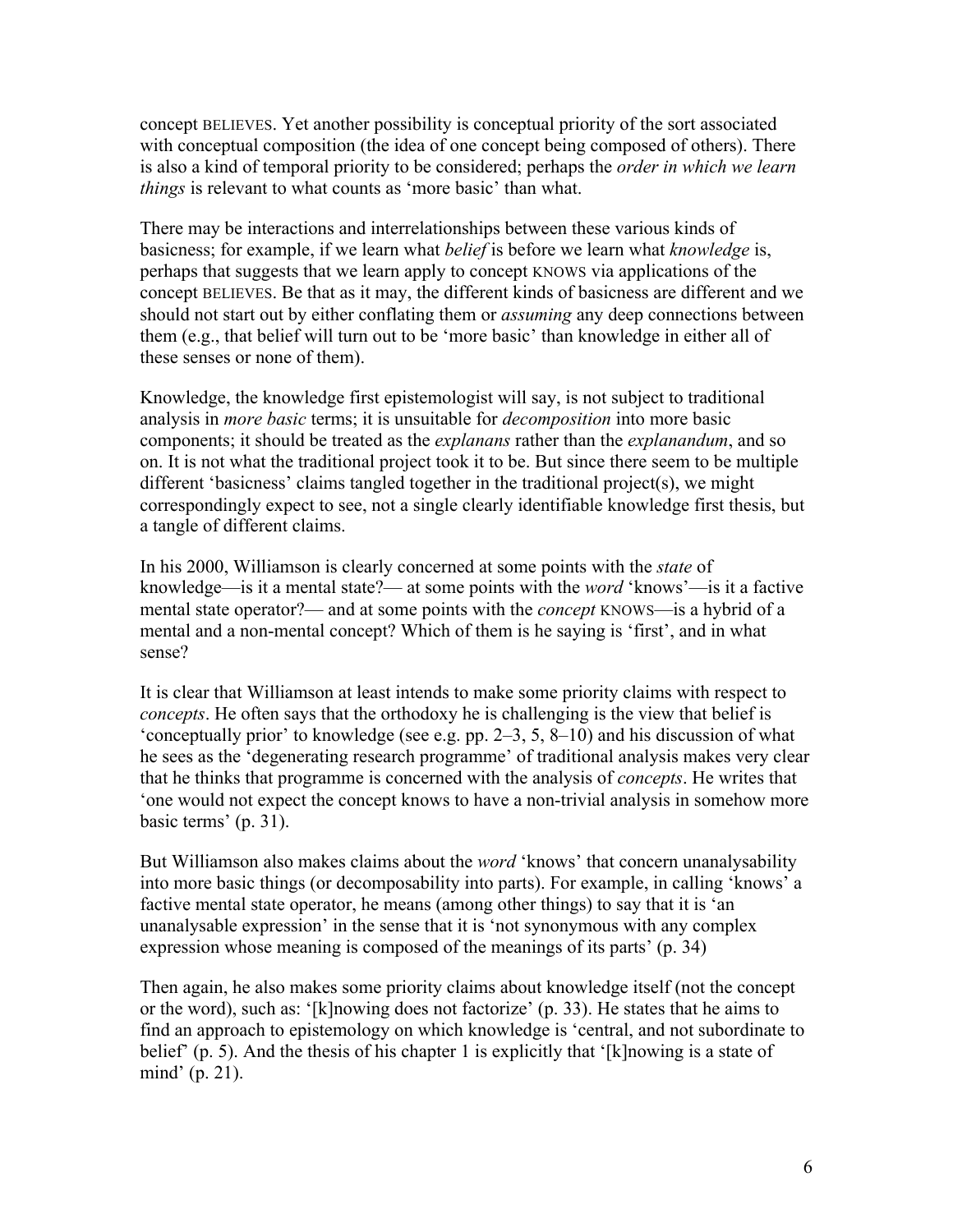concept BELIEVES. Yet another possibility is conceptual priority of the sort associated with conceptual composition (the idea of one concept being composed of others). There is also a kind of temporal priority to be considered; perhaps the *order in which we learn things* is relevant to what counts as 'more basic' than what.

There may be interactions and interrelationships between these various kinds of basicness; for example, if we learn what *belief* is before we learn what *knowledge* is, perhaps that suggests that we learn apply to concept KNOWS via applications of the concept BELIEVES. Be that as it may, the different kinds of basicness are different and we should not start out by either conflating them or *assuming* any deep connections between them (e.g., that belief will turn out to be 'more basic' than knowledge in either all of these senses or none of them).

Knowledge, the knowledge first epistemologist will say, is not subject to traditional analysis in *more basic* terms; it is unsuitable for *decomposition* into more basic components; it should be treated as the *explanans* rather than the *explanandum*, and so on. It is not what the traditional project took it to be. But since there seem to be multiple different 'basicness' claims tangled together in the traditional project(s), we might correspondingly expect to see, not a single clearly identifiable knowledge first thesis, but a tangle of different claims.

In his 2000, Williamson is clearly concerned at some points with the *state* of knowledge—is it a mental state?— at some points with the *word* 'knows'—is it a factive mental state operator?— and at some points with the *concept* KNOWS—is a hybrid of a mental and a non-mental concept? Which of them is he saying is 'first', and in what sense?

It is clear that Williamson at least intends to make some priority claims with respect to *concepts*. He often says that the orthodoxy he is challenging is the view that belief is 'conceptually prior' to knowledge (see e.g. pp. 2–3, 5, 8–10) and his discussion of what he sees as the 'degenerating research programme' of traditional analysis makes very clear that he thinks that programme is concerned with the analysis of *concepts*. He writes that 'one would not expect the concept knows to have a non-trivial analysis in somehow more basic terms' (p. 31).

But Williamson also makes claims about the *word* 'knows' that concern unanalysability into more basic things (or decomposability into parts). For example, in calling 'knows' a factive mental state operator, he means (among other things) to say that it is 'an unanalysable expression' in the sense that it is 'not synonymous with any complex expression whose meaning is composed of the meanings of its parts' (p. 34)

Then again, he also makes some priority claims about knowledge itself (not the concept or the word), such as: '[k]nowing does not factorize' (p. 33). He states that he aims to find an approach to epistemology on which knowledge is 'central, and not subordinate to belief' (p. 5). And the thesis of his chapter 1 is explicitly that '[k]nowing is a state of mind' (p. 21).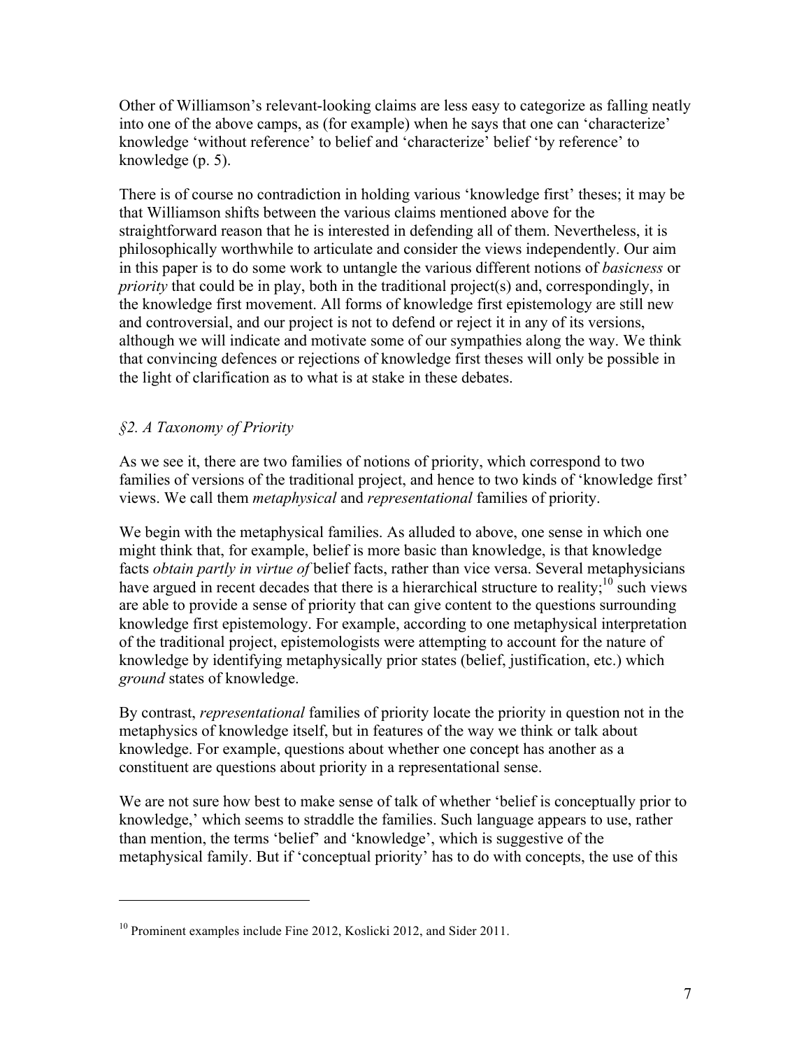Other of Williamson's relevant-looking claims are less easy to categorize as falling neatly into one of the above camps, as (for example) when he says that one can 'characterize' knowledge 'without reference' to belief and 'characterize' belief 'by reference' to knowledge (p. 5).

There is of course no contradiction in holding various 'knowledge first' theses; it may be that Williamson shifts between the various claims mentioned above for the straightforward reason that he is interested in defending all of them. Nevertheless, it is philosophically worthwhile to articulate and consider the views independently. Our aim in this paper is to do some work to untangle the various different notions of *basicness* or *priority* that could be in play, both in the traditional project(s) and, correspondingly, in the knowledge first movement. All forms of knowledge first epistemology are still new and controversial, and our project is not to defend or reject it in any of its versions, although we will indicate and motivate some of our sympathies along the way. We think that convincing defences or rejections of knowledge first theses will only be possible in the light of clarification as to what is at stake in these debates.

## *§2. A Taxonomy of Priority*

As we see it, there are two families of notions of priority, which correspond to two families of versions of the traditional project, and hence to two kinds of 'knowledge first' views. We call them *metaphysical* and *representational* families of priority.

We begin with the metaphysical families. As alluded to above, one sense in which one might think that, for example, belief is more basic than knowledge, is that knowledge facts *obtain partly in virtue of* belief facts, rather than vice versa. Several metaphysicians have argued in recent decades that there is a hierarchical structure to reality;[10] such views are able to provide a sense of priority that can give content to the questions surrounding knowledge first epistemology. For example, according to one metaphysical interpretation of the traditional project, epistemologists were attempting to account for the nature of knowledge by identifying metaphysically prior states (belief, justification, etc.) which *ground* states of knowledge.

By contrast, *representational* families of priority locate the priority in question not in the metaphysics of knowledge itself, but in features of the way we think or talk about knowledge. For example, questions about whether one concept has another as a constituent are questions about priority in a representational sense.

We are not sure how best to make sense of talk of whether 'belief is conceptually prior to knowledge,' which seems to straddle the families. Such language appears to use, rather than mention, the terms 'belief' and 'knowledge', which is suggestive of the metaphysical family. But if 'conceptual priority' has to do with concepts, the use of this

---

[10] Prominent examples include Fine 2012, Koslicki 2012, and Sider 2011.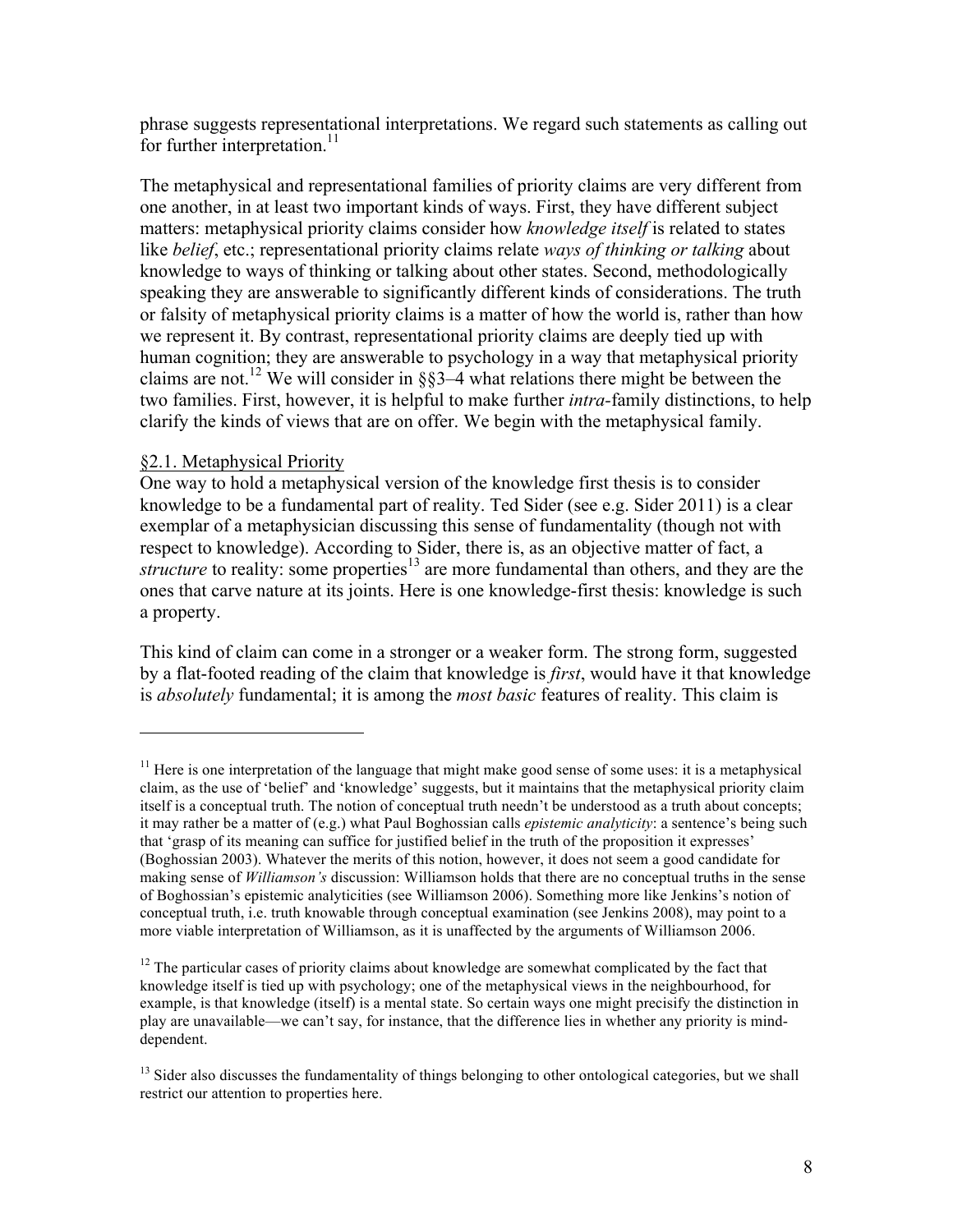phrase suggests representational interpretations. We regard such statements as calling out for further interpretation.[11]

The metaphysical and representational families of priority claims are very different from one another, in at least two important kinds of ways. First, they have different subject matters: metaphysical priority claims consider how *knowledge itself* is related to states like *belief*, etc.; representational priority claims relate *ways of thinking or talking* about knowledge to ways of thinking or talking about other states. Second, methodologically speaking they are answerable to significantly different kinds of considerations. The truth or falsity of metaphysical priority claims is a matter of how the world is, rather than how we represent it. By contrast, representational priority claims are deeply tied up with human cognition; they are answerable to psychology in a way that metaphysical priority claims are not.[12] We will consider in §§3–4 what relations there might be between the two families. First, however, it is helpful to make further *intra*-family distinctions, to help clarify the kinds of views that are on offer. We begin with the metaphysical family.

## §2.1. Metaphysical Priority

One way to hold a metaphysical version of the knowledge first thesis is to consider knowledge to be a fundamental part of reality. Ted Sider (see e.g. Sider 2011) is a clear exemplar of a metaphysician discussing this sense of fundamentality (though not with respect to knowledge). According to Sider, there is, as an objective matter of fact, a *structure* to reality: some properties[13] are more fundamental than others, and they are the ones that carve nature at its joints. Here is one knowledge-first thesis: knowledge is such a property.

This kind of claim can come in a stronger or a weaker form. The strong form, suggested by a flat-footed reading of the claim that knowledge is *first*, would have it that knowledge is *absolutely* fundamental; it is among the *most basic* features of reality. This claim is

---

[11] Here is one interpretation of the language that might make good sense of some uses: it is a metaphysical claim, as the use of 'belief' and 'knowledge' suggests, but it maintains that the metaphysical priority claim itself is a conceptual truth. The notion of conceptual truth needn't be understood as a truth about concepts; it may rather be a matter of (e.g.) what Paul Boghossian calls *epistemic analyticity*: a sentence's being such that 'grasp of its meaning can suffice for justified belief in the truth of the proposition it expresses' (Boghossian 2003). Whatever the merits of this notion, however, it does not seem a good candidate for making sense of *Williamson's* discussion: Williamson holds that there are no conceptual truths in the sense of Boghossian's epistemic analyticities (see Williamson 2006). Something more like Jenkins's notion of conceptual truth, i.e. truth knowable through conceptual examination (see Jenkins 2008), may point to a more viable interpretation of Williamson, as it is unaffected by the arguments of Williamson 2006.

[12] The particular cases of priority claims about knowledge are somewhat complicated by the fact that knowledge itself is tied up with psychology; one of the metaphysical views in the neighbourhood, for example, is that knowledge (itself) is a mental state. So certain ways one might precisify the distinction in play are unavailable—we can't say, for instance, that the difference lies in whether any priority is mind-dependent.

[13] Sider also discusses the fundamentality of things belonging to other ontological categories, but we shall restrict our attention to properties here.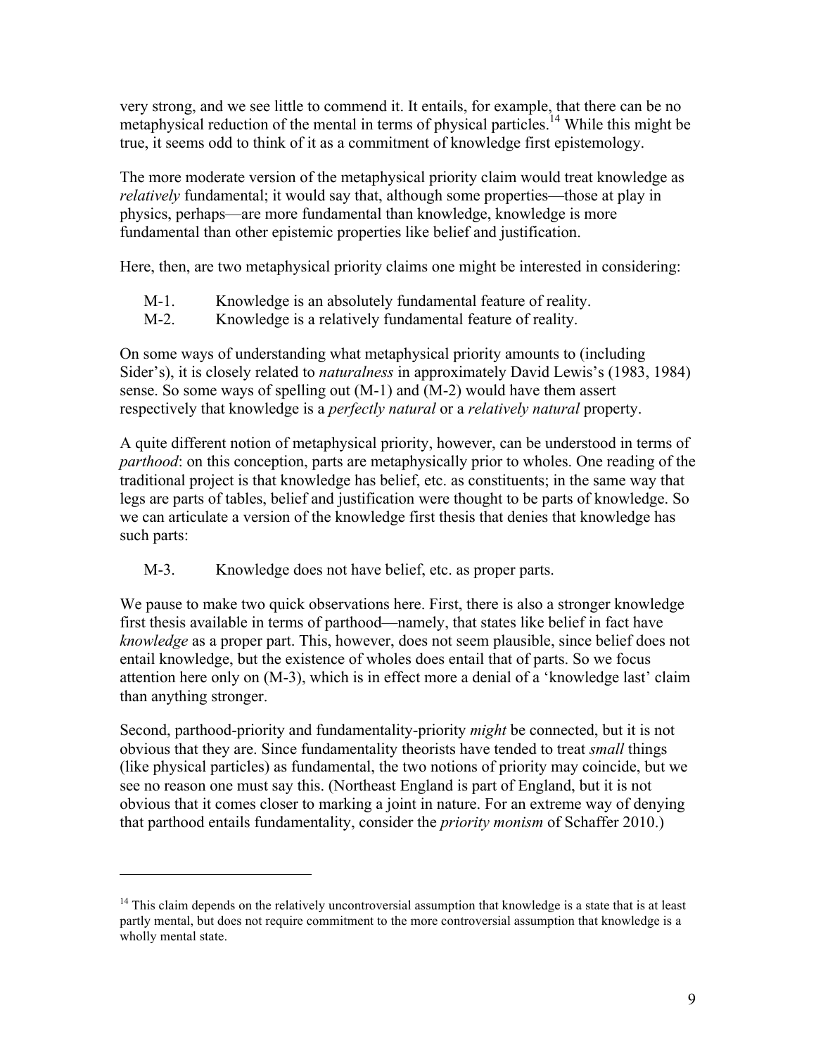very strong, and we see little to commend it. It entails, for example, that there can be no metaphysical reduction of the mental in terms of physical particles.[14] While this might be true, it seems odd to think of it as a commitment of knowledge first epistemology.

The more moderate version of the metaphysical priority claim would treat knowledge as *relatively* fundamental; it would say that, although some properties—those at play in physics, perhaps—are more fundamental than knowledge, knowledge is more fundamental than other epistemic properties like belief and justification.

Here, then, are two metaphysical priority claims one might be interested in considering:

M-1. Knowledge is an absolutely fundamental feature of reality.
M-2. Knowledge is a relatively fundamental feature of reality.

On some ways of understanding what metaphysical priority amounts to (including Sider's), it is closely related to *naturalness* in approximately David Lewis's (1983, 1984) sense. So some ways of spelling out (M-1) and (M-2) would have them assert respectively that knowledge is a *perfectly natural* or a *relatively natural* property.

A quite different notion of metaphysical priority, however, can be understood in terms of *parthood*: on this conception, parts are metaphysically prior to wholes. One reading of the traditional project is that knowledge has belief, etc. as constituents; in the same way that legs are parts of tables, belief and justification were thought to be parts of knowledge. So we can articulate a version of the knowledge first thesis that denies that knowledge has such parts:

M-3. Knowledge does not have belief, etc. as proper parts.

We pause to make two quick observations here. First, there is also a stronger knowledge first thesis available in terms of parthood—namely, that states like belief in fact have *knowledge* as a proper part. This, however, does not seem plausible, since belief does not entail knowledge, but the existence of wholes does entail that of parts. So we focus attention here only on (M-3), which is in effect more a denial of a 'knowledge last' claim than anything stronger.

Second, parthood-priority and fundamentality-priority *might* be connected, but it is not obvious that they are. Since fundamentality theorists have tended to treat *small* things (like physical particles) as fundamental, the two notions of priority may coincide, but we see no reason one must say this. (Northeast England is part of England, but it is not obvious that it comes closer to marking a joint in nature. For an extreme way of denying that parthood entails fundamentality, consider the *priority monism* of Schaffer 2010.)

---

[14] This claim depends on the relatively uncontroversial assumption that knowledge is a state that is at least partly mental, but does not require commitment to the more controversial assumption that knowledge is a wholly mental state.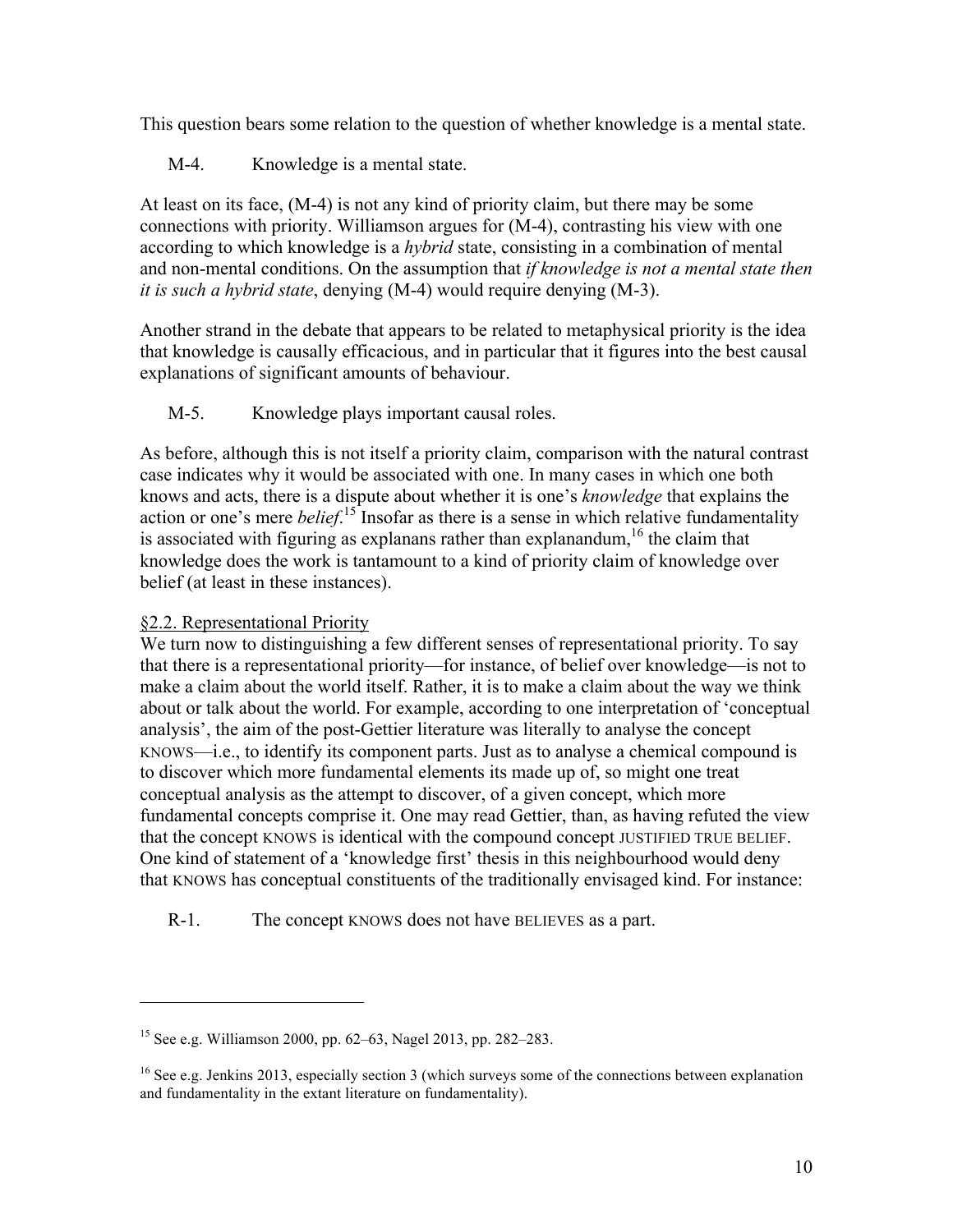This question bears some relation to the question of whether knowledge is a mental state.

M-4. Knowledge is a mental state.

At least on its face, (M-4) is not any kind of priority claim, but there may be some connections with priority. Williamson argues for (M-4), contrasting his view with one according to which knowledge is a *hybrid* state, consisting in a combination of mental and non-mental conditions. On the assumption that *if knowledge is not a mental state then it is such a hybrid state*, denying (M-4) would require denying (M-3).

Another strand in the debate that appears to be related to metaphysical priority is the idea that knowledge is causally efficacious, and in particular that it figures into the best causal explanations of significant amounts of behaviour.

M-5. Knowledge plays important causal roles.

As before, although this is not itself a priority claim, comparison with the natural contrast case indicates why it would be associated with one. In many cases in which one both knows and acts, there is a dispute about whether it is one's *knowledge* that explains the action or one's mere *belief*.[15] Insofar as there is a sense in which relative fundamentality is associated with figuring as explanans rather than explanandum,[16] the claim that knowledge does the work is tantamount to a kind of priority claim of knowledge over belief (at least in these instances).

§2.2. Representational Priority

We turn now to distinguishing a few different senses of representational priority. To say that there is a representational priority—for instance, of belief over knowledge—is not to make a claim about the world itself. Rather, it is to make a claim about the way we think about or talk about the world. For example, according to one interpretation of 'conceptual analysis', the aim of the post-Gettier literature was literally to analyse the concept KNOWS—i.e., to identify its component parts. Just as to analyse a chemical compound is to discover which more fundamental elements its made up of, so might one treat conceptual analysis as the attempt to discover, of a given concept, which more fundamental concepts comprise it. One may read Gettier, than, as having refuted the view that the concept KNOWS is identical with the compound concept JUSTIFIED TRUE BELIEF. One kind of statement of a 'knowledge first' thesis in this neighbourhood would deny that KNOWS has conceptual constituents of the traditionally envisaged kind. For instance:

R-1. The concept KNOWS does not have BELIEVES as a part.

---

[15] See e.g. Williamson 2000, pp. 62–63, Nagel 2013, pp. 282–283.

[16] See e.g. Jenkins 2013, especially section 3 (which surveys some of the connections between explanation and fundamentality in the extant literature on fundamentality).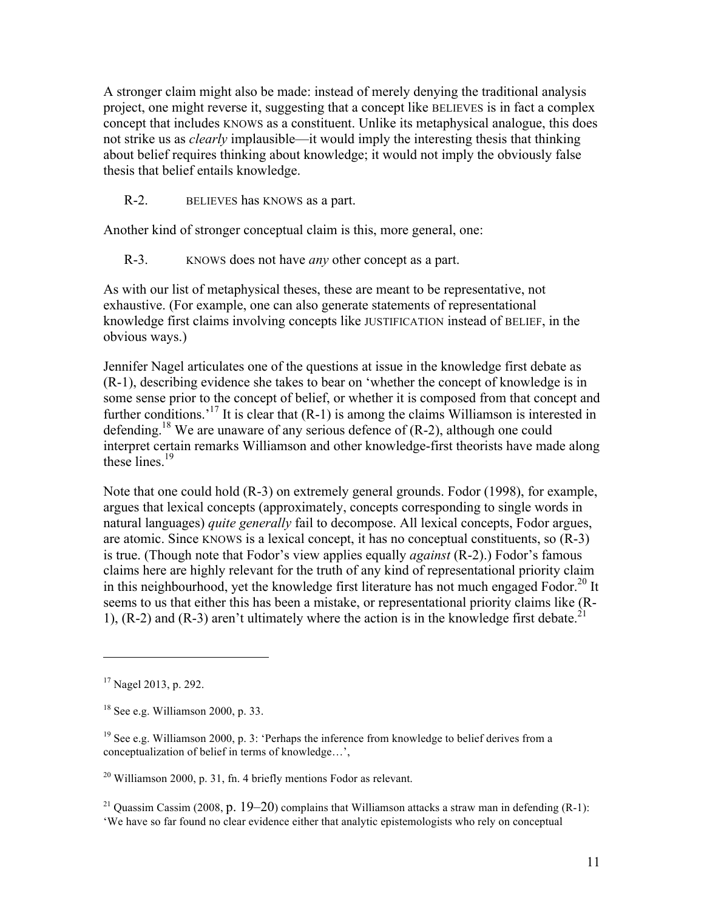A stronger claim might also be made: instead of merely denying the traditional analysis project, one might reverse it, suggesting that a concept like BELIEVES is in fact a complex concept that includes KNOWS as a constituent. Unlike its metaphysical analogue, this does not strike us as *clearly* implausible—it would imply the interesting thesis that thinking about belief requires thinking about knowledge; it would not imply the obviously false thesis that belief entails knowledge.

R-2. BELIEVES has KNOWS as a part.

Another kind of stronger conceptual claim is this, more general, one:

R-3. KNOWS does not have *any* other concept as a part.

As with our list of metaphysical theses, these are meant to be representative, not exhaustive. (For example, one can also generate statements of representational knowledge first claims involving concepts like JUSTIFICATION instead of BELIEF, in the obvious ways.)

Jennifer Nagel articulates one of the questions at issue in the knowledge first debate as (R-1), describing evidence she takes to bear on 'whether the concept of knowledge is in some sense prior to the concept of belief, or whether it is composed from that concept and further conditions.'[17] It is clear that (R-1) is among the claims Williamson is interested in defending.[18] We are unaware of any serious defence of (R-2), although one could interpret certain remarks Williamson and other knowledge-first theorists have made along these lines.[19]

Note that one could hold (R-3) on extremely general grounds. Fodor (1998), for example, argues that lexical concepts (approximately, concepts corresponding to single words in natural languages) *quite generally* fail to decompose. All lexical concepts, Fodor argues, are atomic. Since KNOWS is a lexical concept, it has no conceptual constituents, so (R-3) is true. (Though note that Fodor's view applies equally *against* (R-2).) Fodor's famous claims here are highly relevant for the truth of any kind of representational priority claim in this neighbourhood, yet the knowledge first literature has not much engaged Fodor.[20] It seems to us that either this has been a mistake, or representational priority claims like (R-1), (R-2) and (R-3) aren't ultimately where the action is in the knowledge first debate.[21]

---

[17] Nagel 2013, p. 292.

[18] See e.g. Williamson 2000, p. 33.

[19] See e.g. Williamson 2000, p. 3: 'Perhaps the inference from knowledge to belief derives from a conceptualization of belief in terms of knowledge…',

[20] Williamson 2000, p. 31, fn. 4 briefly mentions Fodor as relevant.

[21] Quassim Cassim (2008, p. 19–20) complains that Williamson attacks a straw man in defending (R-1): 'We have so far found no clear evidence either that analytic epistemologists who rely on conceptual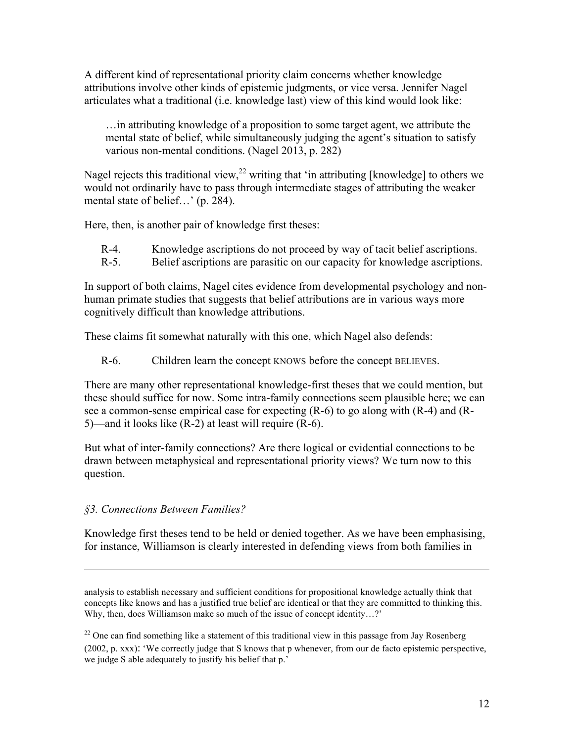A different kind of representational priority claim concerns whether knowledge attributions involve other kinds of epistemic judgments, or vice versa. Jennifer Nagel articulates what a traditional (i.e. knowledge last) view of this kind would look like:

> …in attributing knowledge of a proposition to some target agent, we attribute the mental state of belief, while simultaneously judging the agent's situation to satisfy various non-mental conditions. (Nagel 2013, p. 282)

Nagel rejects this traditional view,[22] writing that 'in attributing [knowledge] to others we would not ordinarily have to pass through intermediate stages of attributing the weaker mental state of belief…' (p. 284).

Here, then, is another pair of knowledge first theses:

R-4. Knowledge ascriptions do not proceed by way of tacit belief ascriptions.
R-5. Belief ascriptions are parasitic on our capacity for knowledge ascriptions.

In support of both claims, Nagel cites evidence from developmental psychology and non-human primate studies that suggests that belief attributions are in various ways more cognitively difficult than knowledge attributions.

These claims fit somewhat naturally with this one, which Nagel also defends:

R-6. Children learn the concept KNOWS before the concept BELIEVES.

There are many other representational knowledge-first theses that we could mention, but these should suffice for now. Some intra-family connections seem plausible here; we can see a common-sense empirical case for expecting (R-6) to go along with (R-4) and (R-5)—and it looks like (R-2) at least will require (R-6).

But what of inter-family connections? Are there logical or evidential connections to be drawn between metaphysical and representational priority views? We turn now to this question.

### *§3. Connections Between Families?*

Knowledge first theses tend to be held or denied together. As we have been emphasising, for instance, Williamson is clearly interested in defending views from both families in

---

analysis to establish necessary and sufficient conditions for propositional knowledge actually think that concepts like knows and has a justified true belief are identical or that they are committed to thinking this. Why, then, does Williamson make so much of the issue of concept identity…?'

[22] One can find something like a statement of this traditional view in this passage from Jay Rosenberg (2002, p. xxx): 'We correctly judge that S knows that p whenever, from our de facto epistemic perspective, we judge S able adequately to justify his belief that p.'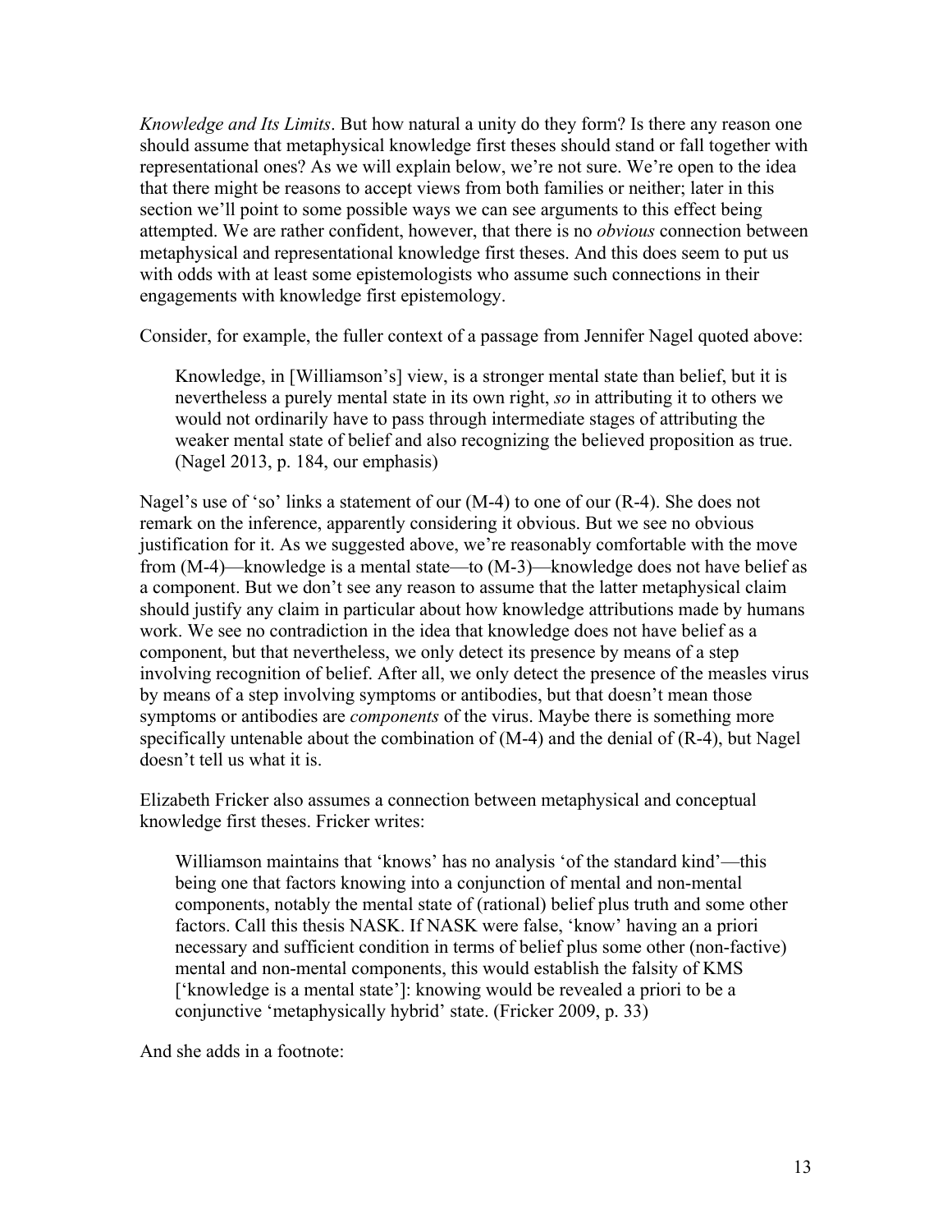*Knowledge and Its Limits*. But how natural a unity do they form? Is there any reason one should assume that metaphysical knowledge first theses should stand or fall together with representational ones? As we will explain below, we're not sure. We're open to the idea that there might be reasons to accept views from both families or neither; later in this section we'll point to some possible ways we can see arguments to this effect being attempted. We are rather confident, however, that there is no *obvious* connection between metaphysical and representational knowledge first theses. And this does seem to put us with odds with at least some epistemologists who assume such connections in their engagements with knowledge first epistemology.

Consider, for example, the fuller context of a passage from Jennifer Nagel quoted above:

> Knowledge, in [Williamson's] view, is a stronger mental state than belief, but it is nevertheless a purely mental state in its own right, *so* in attributing it to others we would not ordinarily have to pass through intermediate stages of attributing the weaker mental state of belief and also recognizing the believed proposition as true. (Nagel 2013, p. 184, our emphasis)

Nagel's use of 'so' links a statement of our (M-4) to one of our (R-4). She does not remark on the inference, apparently considering it obvious. But we see no obvious justification for it. As we suggested above, we're reasonably comfortable with the move from (M-4)—knowledge is a mental state—to (M-3)—knowledge does not have belief as a component. But we don't see any reason to assume that the latter metaphysical claim should justify any claim in particular about how knowledge attributions made by humans work. We see no contradiction in the idea that knowledge does not have belief as a component, but that nevertheless, we only detect its presence by means of a step involving recognition of belief. After all, we only detect the presence of the measles virus by means of a step involving symptoms or antibodies, but that doesn't mean those symptoms or antibodies are *components* of the virus. Maybe there is something more specifically untenable about the combination of (M-4) and the denial of (R-4), but Nagel doesn't tell us what it is.

Elizabeth Fricker also assumes a connection between metaphysical and conceptual knowledge first theses. Fricker writes:

> Williamson maintains that 'knows' has no analysis 'of the standard kind'—this being one that factors knowing into a conjunction of mental and non-mental components, notably the mental state of (rational) belief plus truth and some other factors. Call this thesis NASK. If NASK were false, 'know' having an a priori necessary and sufficient condition in terms of belief plus some other (non-factive) mental and non-mental components, this would establish the falsity of KMS ['knowledge is a mental state']: knowing would be revealed a priori to be a conjunctive 'metaphysically hybrid' state. (Fricker 2009, p. 33)

And she adds in a footnote: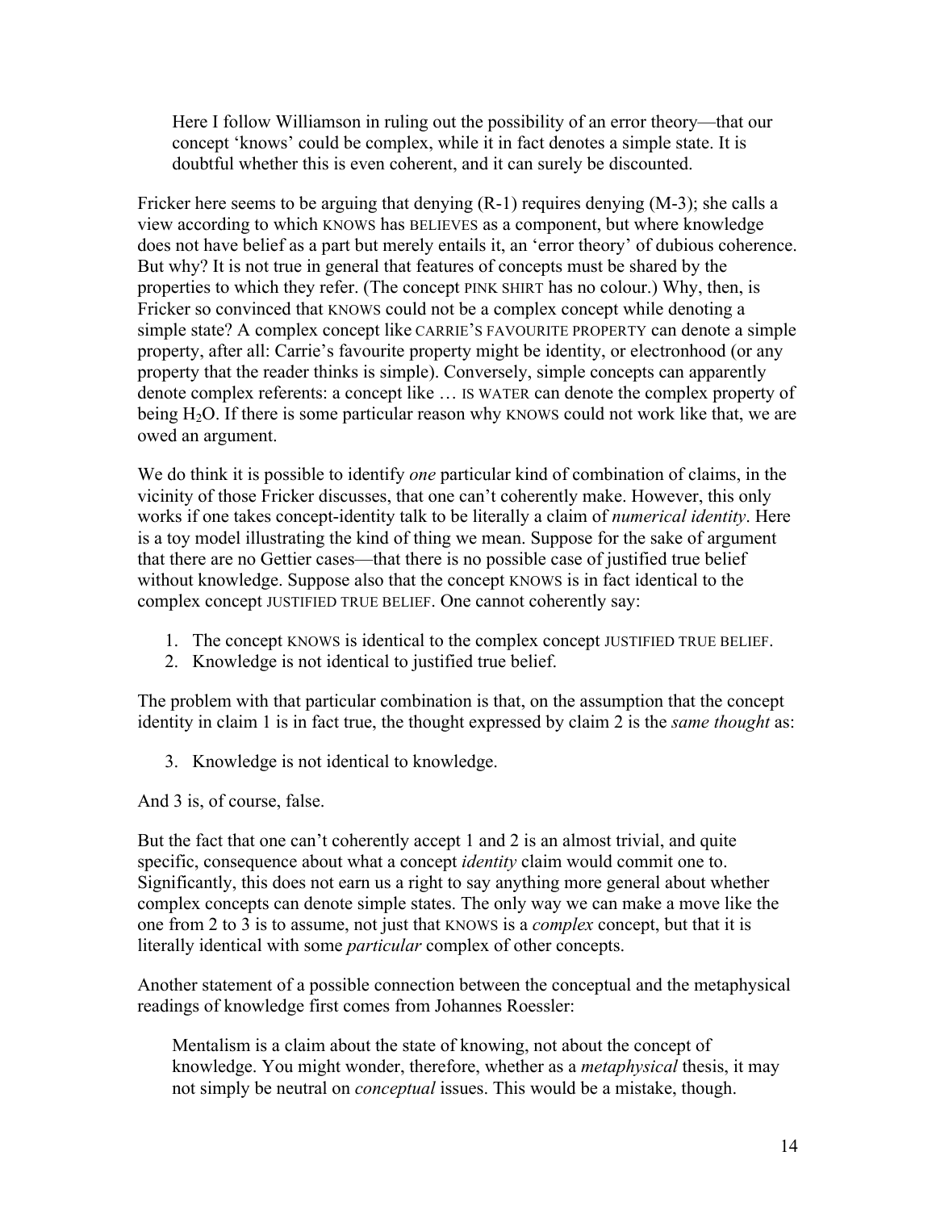> Here I follow Williamson in ruling out the possibility of an error theory—that our concept 'knows' could be complex, while it in fact denotes a simple state. It is doubtful whether this is even coherent, and it can surely be discounted.

Fricker here seems to be arguing that denying (R-1) requires denying (M-3); she calls a view according to which KNOWS has BELIEVES as a component, but where knowledge does not have belief as a part but merely entails it, an 'error theory' of dubious coherence. But why? It is not true in general that features of concepts must be shared by the properties to which they refer. (The concept PINK SHIRT has no colour.) Why, then, is Fricker so convinced that KNOWS could not be a complex concept while denoting a simple state? A complex concept like CARRIE'S FAVOURITE PROPERTY can denote a simple property, after all: Carrie's favourite property might be identity, or electronhood (or any property that the reader thinks is simple). Conversely, simple concepts can apparently denote complex referents: a concept like … IS WATER can denote the complex property of being $H_2O$. If there is some particular reason why KNOWS could not work like that, we are owed an argument.

We do think it is possible to identify *one* particular kind of combination of claims, in the vicinity of those Fricker discusses, that one can't coherently make. However, this only works if one takes concept-identity talk to be literally a claim of *numerical identity*. Here is a toy model illustrating the kind of thing we mean. Suppose for the sake of argument that there are no Gettier cases—that there is no possible case of justified true belief without knowledge. Suppose also that the concept KNOWS is in fact identical to the complex concept JUSTIFIED TRUE BELIEF. One cannot coherently say:

1. The concept KNOWS is identical to the complex concept JUSTIFIED TRUE BELIEF.
2. Knowledge is not identical to justified true belief.

The problem with that particular combination is that, on the assumption that the concept identity in claim 1 is in fact true, the thought expressed by claim 2 is the *same thought* as:

3. Knowledge is not identical to knowledge.

And 3 is, of course, false.

But the fact that one can't coherently accept 1 and 2 is an almost trivial, and quite specific, consequence about what a concept *identity* claim would commit one to. Significantly, this does not earn us a right to say anything more general about whether complex concepts can denote simple states. The only way we can make a move like the one from 2 to 3 is to assume, not just that KNOWS is a *complex* concept, but that it is literally identical with some *particular* complex of other concepts.

Another statement of a possible connection between the conceptual and the metaphysical readings of knowledge first comes from Johannes Roessler:

> Mentalism is a claim about the state of knowing, not about the concept of knowledge. You might wonder, therefore, whether as a *metaphysical* thesis, it may not simply be neutral on *conceptual* issues. This would be a mistake, though.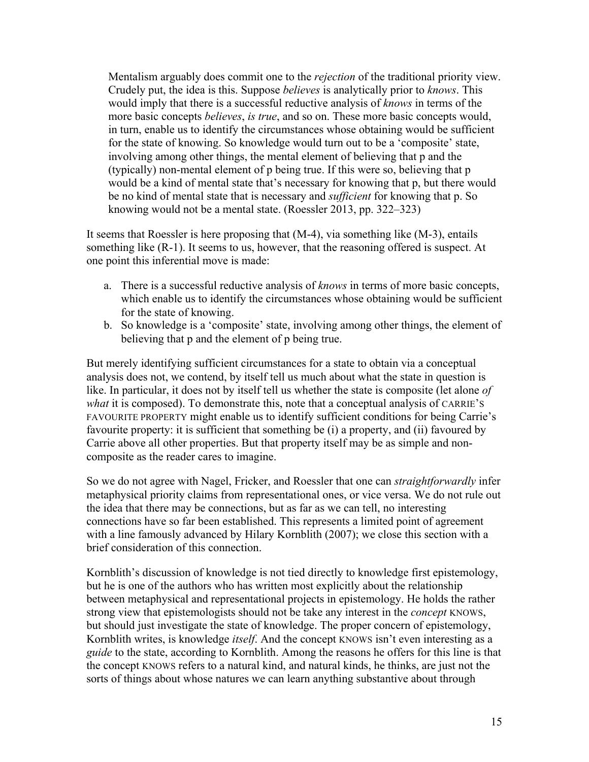> Mentalism arguably does commit one to the *rejection* of the traditional priority view. Crudely put, the idea is this. Suppose *believes* is analytically prior to *knows*. This would imply that there is a successful reductive analysis of *knows* in terms of the more basic concepts *believes*, *is true*, and so on. These more basic concepts would, in turn, enable us to identify the circumstances whose obtaining would be sufficient for the state of knowing. So knowledge would turn out to be a 'composite' state, involving among other things, the mental element of believing that p and the (typically) non-mental element of p being true. If this were so, believing that p would be a kind of mental state that's necessary for knowing that p, but there would be no kind of mental state that is necessary and *sufficient* for knowing that p. So knowing would not be a mental state. (Roessler 2013, pp. 322–323)

It seems that Roessler is here proposing that (M-4), via something like (M-3), entails something like (R-1). It seems to us, however, that the reasoning offered is suspect. At one point this inferential move is made:

a. There is a successful reductive analysis of *knows* in terms of more basic concepts, which enable us to identify the circumstances whose obtaining would be sufficient for the state of knowing.
b. So knowledge is a 'composite' state, involving among other things, the element of believing that p and the element of p being true.

But merely identifying sufficient circumstances for a state to obtain via a conceptual analysis does not, we contend, by itself tell us much about what the state in question is like. In particular, it does not by itself tell us whether the state is composite (let alone *of what* it is composed). To demonstrate this, note that a conceptual analysis of CARRIE'S FAVOURITE PROPERTY might enable us to identify sufficient conditions for being Carrie's favourite property: it is sufficient that something be (i) a property, and (ii) favoured by Carrie above all other properties. But that property itself may be as simple and non-composite as the reader cares to imagine.

So we do not agree with Nagel, Fricker, and Roessler that one can *straightforwardly* infer metaphysical priority claims from representational ones, or vice versa. We do not rule out the idea that there may be connections, but as far as we can tell, no interesting connections have so far been established. This represents a limited point of agreement with a line famously advanced by Hilary Kornblith (2007); we close this section with a brief consideration of this connection.

Kornblith's discussion of knowledge is not tied directly to knowledge first epistemology, but he is one of the authors who has written most explicitly about the relationship between metaphysical and representational projects in epistemology. He holds the rather strong view that epistemologists should not be take any interest in the *concept* KNOWS, but should just investigate the state of knowledge. The proper concern of epistemology, Kornblith writes, is knowledge *itself*. And the concept KNOWS isn't even interesting as a *guide* to the state, according to Kornblith. Among the reasons he offers for this line is that the concept KNOWS refers to a natural kind, and natural kinds, he thinks, are just not the sorts of things about whose natures we can learn anything substantive about through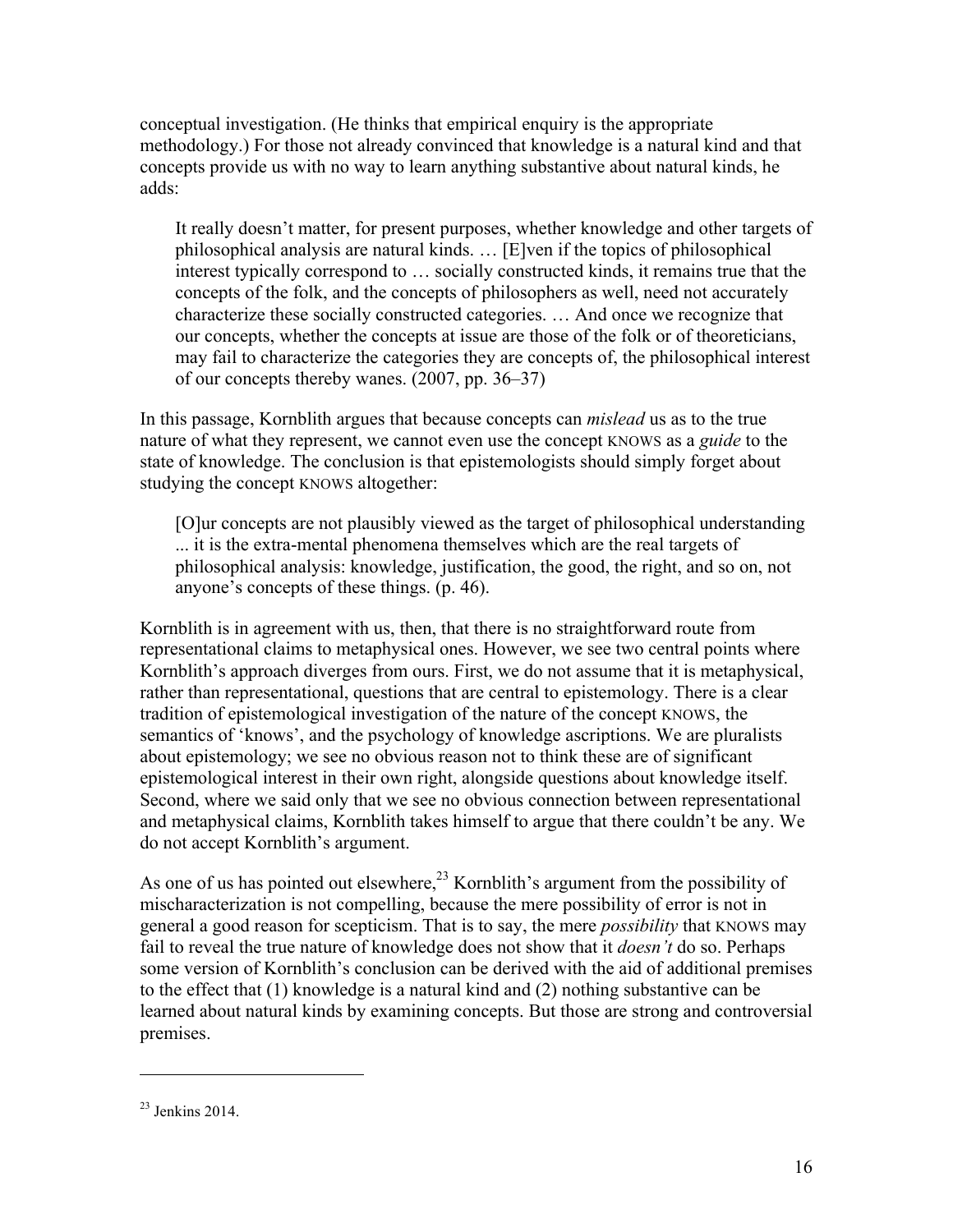conceptual investigation. (He thinks that empirical enquiry is the appropriate methodology.) For those not already convinced that knowledge is a natural kind and that concepts provide us with no way to learn anything substantive about natural kinds, he adds:

> It really doesn't matter, for present purposes, whether knowledge and other targets of philosophical analysis are natural kinds. … [E]ven if the topics of philosophical interest typically correspond to … socially constructed kinds, it remains true that the concepts of the folk, and the concepts of philosophers as well, need not accurately characterize these socially constructed categories. … And once we recognize that our concepts, whether the concepts at issue are those of the folk or of theoreticians, may fail to characterize the categories they are concepts of, the philosophical interest of our concepts thereby wanes. (2007, pp. 36–37)

In this passage, Kornblith argues that because concepts can *mislead* us as to the true nature of what they represent, we cannot even use the concept KNOWS as a *guide* to the state of knowledge. The conclusion is that epistemologists should simply forget about studying the concept KNOWS altogether:

> [O]ur concepts are not plausibly viewed as the target of philosophical understanding ... it is the extra-mental phenomena themselves which are the real targets of philosophical analysis: knowledge, justification, the good, the right, and so on, not anyone's concepts of these things. (p. 46).

Kornblith is in agreement with us, then, that there is no straightforward route from representational claims to metaphysical ones. However, we see two central points where Kornblith's approach diverges from ours. First, we do not assume that it is metaphysical, rather than representational, questions that are central to epistemology. There is a clear tradition of epistemological investigation of the nature of the concept KNOWS, the semantics of 'knows', and the psychology of knowledge ascriptions. We are pluralists about epistemology; we see no obvious reason not to think these are of significant epistemological interest in their own right, alongside questions about knowledge itself. Second, where we said only that we see no obvious connection between representational and metaphysical claims, Kornblith takes himself to argue that there couldn't be any. We do not accept Kornblith's argument.

As one of us has pointed out elsewhere,[23] Kornblith's argument from the possibility of mischaracterization is not compelling, because the mere possibility of error is not in general a good reason for scepticism. That is to say, the mere *possibility* that KNOWS may fail to reveal the true nature of knowledge does not show that it *doesn't* do so. Perhaps some version of Kornblith's conclusion can be derived with the aid of additional premises to the effect that (1) knowledge is a natural kind and (2) nothing substantive can be learned about natural kinds by examining concepts. But those are strong and controversial premises.

---

[23] Jenkins 2014.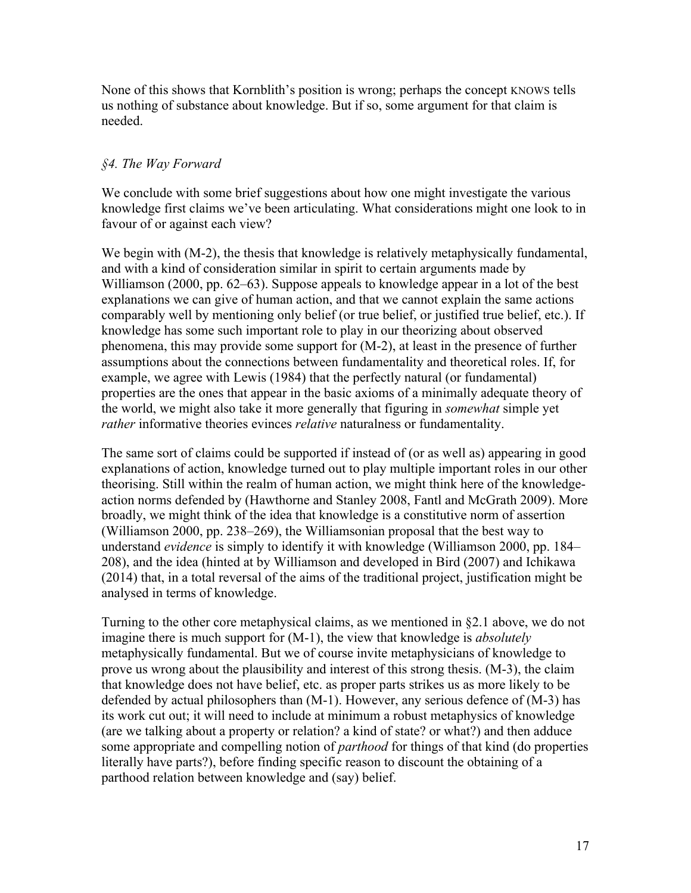None of this shows that Kornblith's position is wrong; perhaps the concept KNOWS tells us nothing of substance about knowledge. But if so, some argument for that claim is needed.

### *§4. The Way Forward*

We conclude with some brief suggestions about how one might investigate the various knowledge first claims we've been articulating. What considerations might one look to in favour of or against each view?

We begin with (M-2), the thesis that knowledge is relatively metaphysically fundamental, and with a kind of consideration similar in spirit to certain arguments made by Williamson (2000, pp. 62–63). Suppose appeals to knowledge appear in a lot of the best explanations we can give of human action, and that we cannot explain the same actions comparably well by mentioning only belief (or true belief, or justified true belief, etc.). If knowledge has some such important role to play in our theorizing about observed phenomena, this may provide some support for (M-2), at least in the presence of further assumptions about the connections between fundamentality and theoretical roles. If, for example, we agree with Lewis (1984) that the perfectly natural (or fundamental) properties are the ones that appear in the basic axioms of a minimally adequate theory of the world, we might also take it more generally that figuring in *somewhat* simple yet *rather* informative theories evinces *relative* naturalness or fundamentality.

The same sort of claims could be supported if instead of (or as well as) appearing in good explanations of action, knowledge turned out to play multiple important roles in our other theorising. Still within the realm of human action, we might think here of the knowledge-action norms defended by (Hawthorne and Stanley 2008, Fantl and McGrath 2009). More broadly, we might think of the idea that knowledge is a constitutive norm of assertion (Williamson 2000, pp. 238–269), the Williamsonian proposal that the best way to understand *evidence* is simply to identify it with knowledge (Williamson 2000, pp. 184–208), and the idea (hinted at by Williamson and developed in Bird (2007) and Ichikawa (2014) that, in a total reversal of the aims of the traditional project, justification might be analysed in terms of knowledge.

Turning to the other core metaphysical claims, as we mentioned in §2.1 above, we do not imagine there is much support for (M-1), the view that knowledge is *absolutely* metaphysically fundamental. But we of course invite metaphysicians of knowledge to prove us wrong about the plausibility and interest of this strong thesis. (M-3), the claim that knowledge does not have belief, etc. as proper parts strikes us as more likely to be defended by actual philosophers than (M-1). However, any serious defence of (M-3) has its work cut out; it will need to include at minimum a robust metaphysics of knowledge (are we talking about a property or relation? a kind of state? or what?) and then adduce some appropriate and compelling notion of *parthood* for things of that kind (do properties literally have parts?), before finding specific reason to discount the obtaining of a parthood relation between knowledge and (say) belief.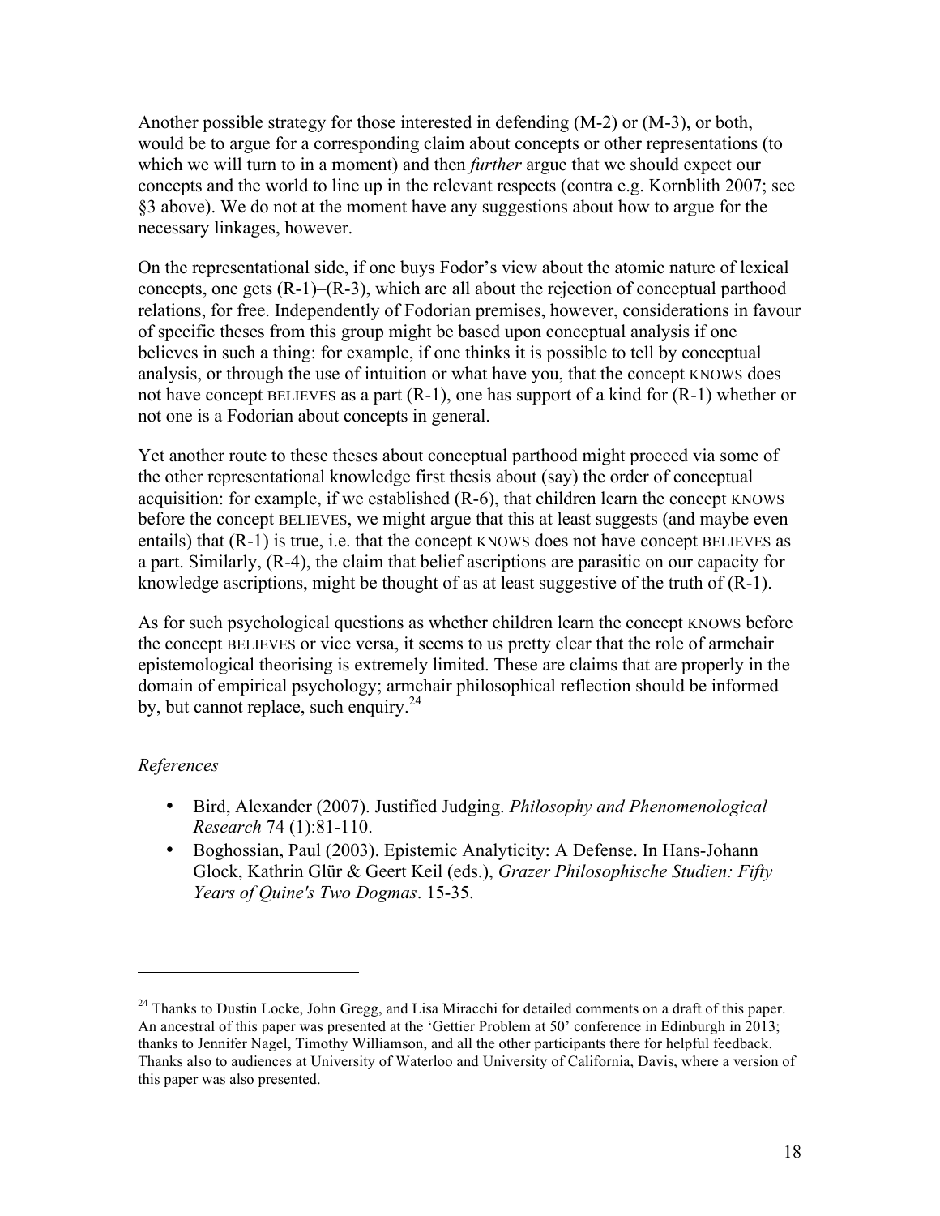Another possible strategy for those interested in defending (M-2) or (M-3), or both, would be to argue for a corresponding claim about concepts or other representations (to which we will turn to in a moment) and then *further* argue that we should expect our concepts and the world to line up in the relevant respects (contra e.g. Kornblith 2007; see §3 above). We do not at the moment have any suggestions about how to argue for the necessary linkages, however.

On the representational side, if one buys Fodor's view about the atomic nature of lexical concepts, one gets (R-1)–(R-3), which are all about the rejection of conceptual parthood relations, for free. Independently of Fodorian premises, however, considerations in favour of specific theses from this group might be based upon conceptual analysis if one believes in such a thing: for example, if one thinks it is possible to tell by conceptual analysis, or through the use of intuition or what have you, that the concept KNOWS does not have concept BELIEVES as a part (R-1), one has support of a kind for (R-1) whether or not one is a Fodorian about concepts in general.

Yet another route to these theses about conceptual parthood might proceed via some of the other representational knowledge first thesis about (say) the order of conceptual acquisition: for example, if we established (R-6), that children learn the concept KNOWS before the concept BELIEVES, we might argue that this at least suggests (and maybe even entails) that (R-1) is true, i.e. that the concept KNOWS does not have concept BELIEVES as a part. Similarly, (R-4), the claim that belief ascriptions are parasitic on our capacity for knowledge ascriptions, might be thought of as at least suggestive of the truth of (R-1).

As for such psychological questions as whether children learn the concept KNOWS before the concept BELIEVES or vice versa, it seems to us pretty clear that the role of armchair epistemological theorising is extremely limited. These are claims that are properly in the domain of empirical psychology; armchair philosophical reflection should be informed by, but cannot replace, such enquiry.[24]

*References*

- Bird, Alexander (2007). Justified Judging. *Philosophy and Phenomenological Research* 74 (1):81-110.
- Boghossian, Paul (2003). Epistemic Analyticity: A Defense. In Hans-Johann Glock, Kathrin Glür & Geert Keil (eds.), *Grazer Philosophische Studien: Fifty Years of Quine's Two Dogmas*. 15-35.

---

[24] Thanks to Dustin Locke, John Gregg, and Lisa Miracchi for detailed comments on a draft of this paper. An ancestral of this paper was presented at the 'Gettier Problem at 50' conference in Edinburgh in 2013; thanks to Jennifer Nagel, Timothy Williamson, and all the other participants there for helpful feedback. Thanks also to audiences at University of Waterloo and University of California, Davis, where a version of this paper was also presented.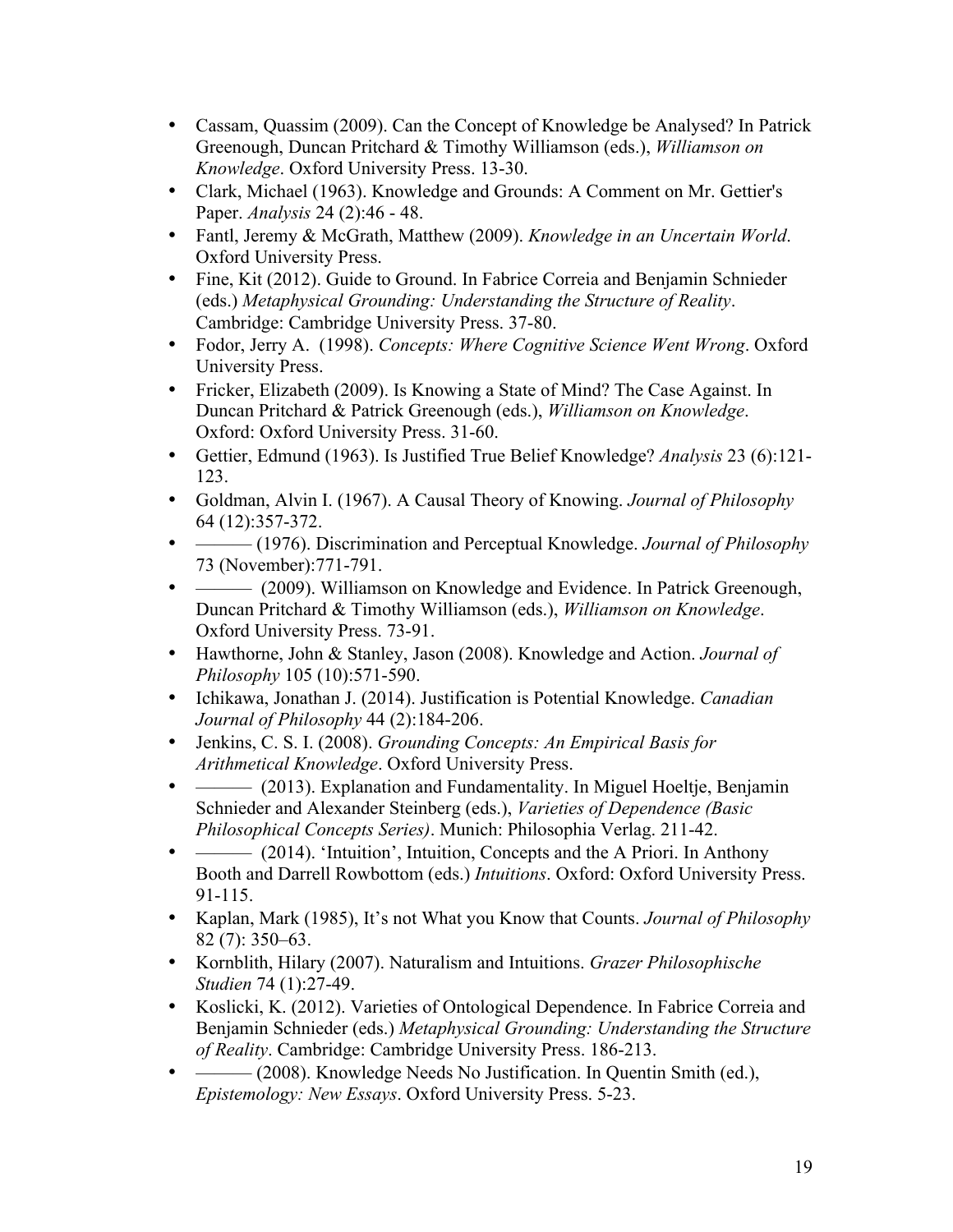- Cassam, Quassim (2009). Can the Concept of Knowledge be Analysed? In Patrick Greenough, Duncan Pritchard & Timothy Williamson (eds.), *Williamson on Knowledge*. Oxford University Press. 13-30.
- Clark, Michael (1963). Knowledge and Grounds: A Comment on Mr. Gettier's Paper. *Analysis* 24 (2):46 - 48.
- Fantl, Jeremy & McGrath, Matthew (2009). *Knowledge in an Uncertain World*. Oxford University Press.
- Fine, Kit (2012). Guide to Ground. In Fabrice Correia and Benjamin Schnieder (eds.) *Metaphysical Grounding: Understanding the Structure of Reality*. Cambridge: Cambridge University Press. 37-80.
- Fodor, Jerry A. (1998). *Concepts: Where Cognitive Science Went Wrong*. Oxford University Press.
- Fricker, Elizabeth (2009). Is Knowing a State of Mind? The Case Against. In Duncan Pritchard & Patrick Greenough (eds.), *Williamson on Knowledge*. Oxford: Oxford University Press. 31-60.
- Gettier, Edmund (1963). Is Justified True Belief Knowledge? *Analysis* 23 (6):121-123.
- Goldman, Alvin I. (1967). A Causal Theory of Knowing. *Journal of Philosophy* 64 (12):357-372.
- ——— (1976). Discrimination and Perceptual Knowledge. *Journal of Philosophy* 73 (November):771-791.
- ——— (2009). Williamson on Knowledge and Evidence. In Patrick Greenough, Duncan Pritchard & Timothy Williamson (eds.), *Williamson on Knowledge*. Oxford University Press. 73-91.
- Hawthorne, John & Stanley, Jason (2008). Knowledge and Action. *Journal of Philosophy* 105 (10):571-590.
- Ichikawa, Jonathan J. (2014). Justification is Potential Knowledge. *Canadian Journal of Philosophy* 44 (2):184-206.
- Jenkins, C. S. I. (2008). *Grounding Concepts: An Empirical Basis for Arithmetical Knowledge*. Oxford University Press.
- ——— (2013). Explanation and Fundamentality. In Miguel Hoeltje, Benjamin Schnieder and Alexander Steinberg (eds.), *Varieties of Dependence (Basic Philosophical Concepts Series)*. Munich: Philosophia Verlag. 211-42.
- ——— (2014). 'Intuition', Intuition, Concepts and the A Priori. In Anthony Booth and Darrell Rowbottom (eds.) *Intuitions*. Oxford: Oxford University Press. 91-115.
- Kaplan, Mark (1985), It's not What you Know that Counts. *Journal of Philosophy* 82 (7): 350–63.
- Kornblith, Hilary (2007). Naturalism and Intuitions. *Grazer Philosophische Studien* 74 (1):27-49.
- Koslicki, K. (2012). Varieties of Ontological Dependence. In Fabrice Correia and Benjamin Schnieder (eds.) *Metaphysical Grounding: Understanding the Structure of Reality*. Cambridge: Cambridge University Press. 186-213.
- ——— (2008). Knowledge Needs No Justification. In Quentin Smith (ed.), *Epistemology: New Essays*. Oxford University Press. 5-23.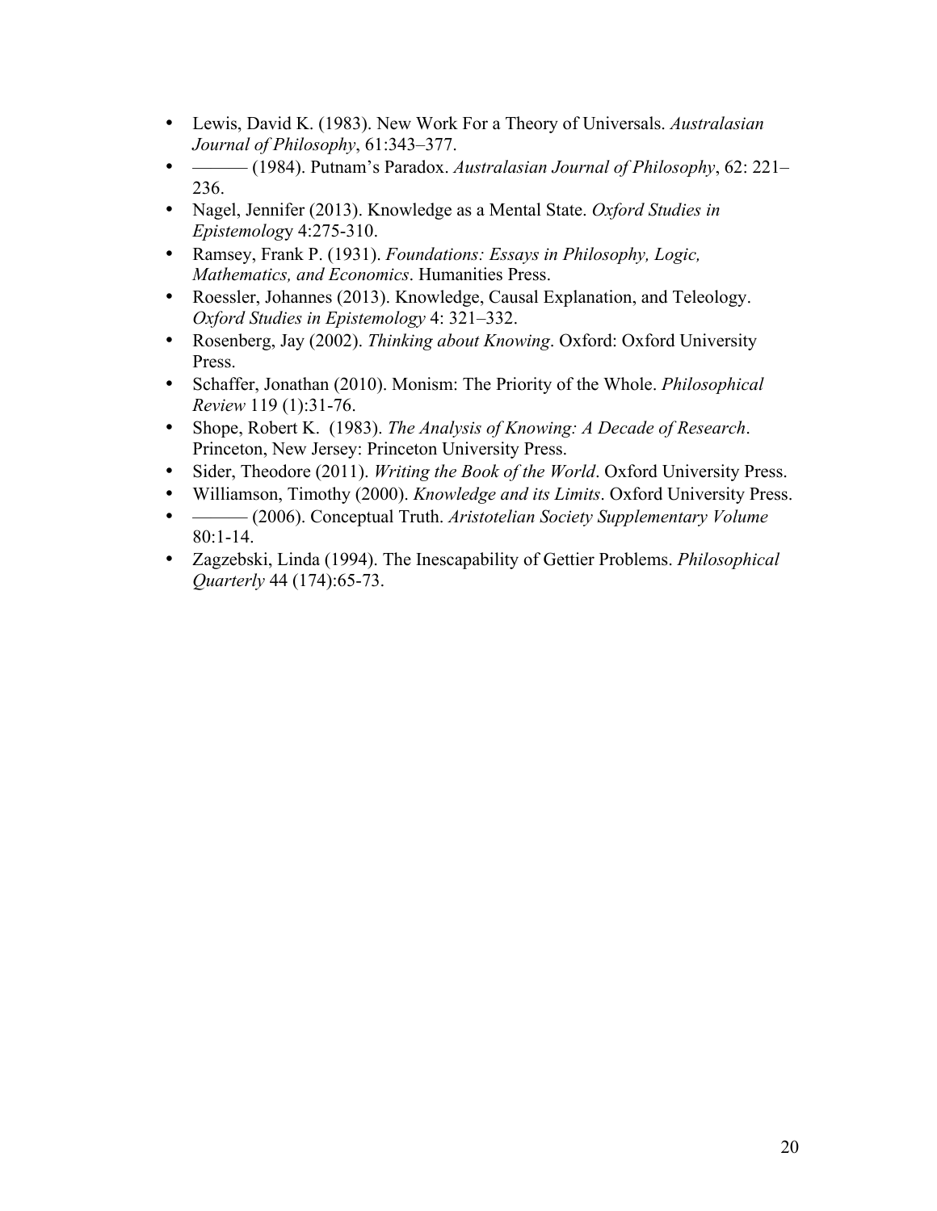- Lewis, David K. (1983). New Work For a Theory of Universals. *Australasian Journal of Philosophy*, 61:343–377.
- ——— (1984). Putnam's Paradox. *Australasian Journal of Philosophy*, 62: 221–236.
- Nagel, Jennifer (2013). Knowledge as a Mental State. *Oxford Studies in Epistemolog*y 4:275-310.
- Ramsey, Frank P. (1931). *Foundations: Essays in Philosophy, Logic, Mathematics, and Economics*. Humanities Press.
- Roessler, Johannes (2013). Knowledge, Causal Explanation, and Teleology. *Oxford Studies in Epistemology* 4: 321–332.
- Rosenberg, Jay (2002). *Thinking about Knowing*. Oxford: Oxford University Press.
- Schaffer, Jonathan (2010). Monism: The Priority of the Whole. *Philosophical Review* 119 (1):31-76.
- Shope, Robert K. (1983). *The Analysis of Knowing: A Decade of Research*. Princeton, New Jersey: Princeton University Press.
- Sider, Theodore (2011). *Writing the Book of the World*. Oxford University Press.
- Williamson, Timothy (2000). *Knowledge and its Limits*. Oxford University Press.
- ——— (2006). Conceptual Truth. *Aristotelian Society Supplementary Volume* 80:1-14.
- Zagzebski, Linda (1994). The Inescapability of Gettier Problems. *Philosophical Quarterly* 44 (174):65-73.